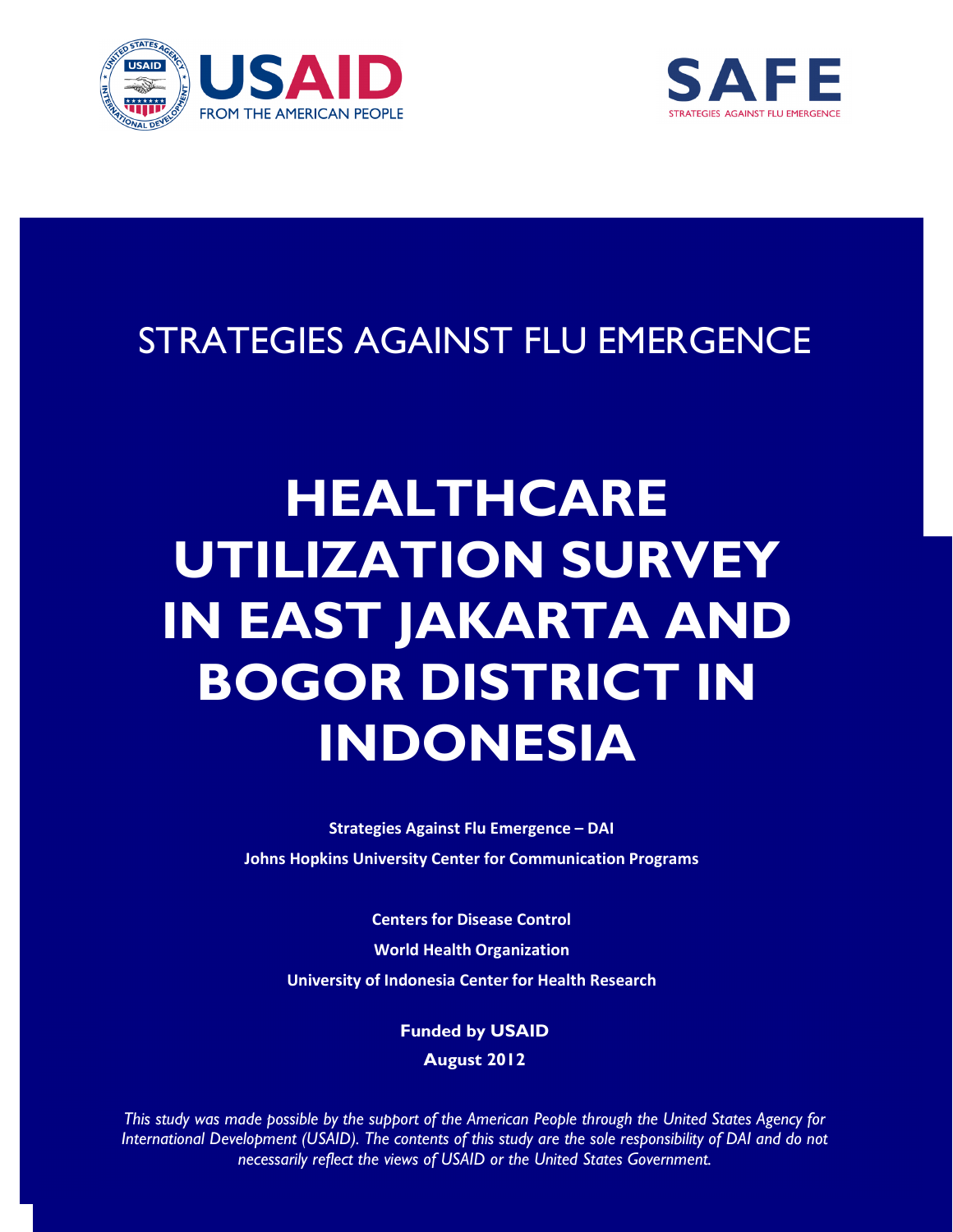USAID
FROM THE AMERICAN PEOPLE

SAFE
STRATEGIES AGAINST FLU EMERGENCE

STRATEGIES AGAINST FLU EMERGENCE

# HEALTHCARE UTILIZATION SURVEY IN EAST JAKARTA AND BOGOR DISTRICT IN INDONESIA

**Strategies Against Flu Emergence – DAI**

**Johns Hopkins University Center for Communication Programs**

**Centers for Disease Control**

**World Health Organization**

**University of Indonesia Center for Health Research**

**Funded by USAID**

**August 2012**

*This study was made possible by the support of the American People through the United States Agency for International Development (USAID). The contents of this study are the sole responsibility of DAI and do not necessarily reflect the views of USAID or the United States Government.*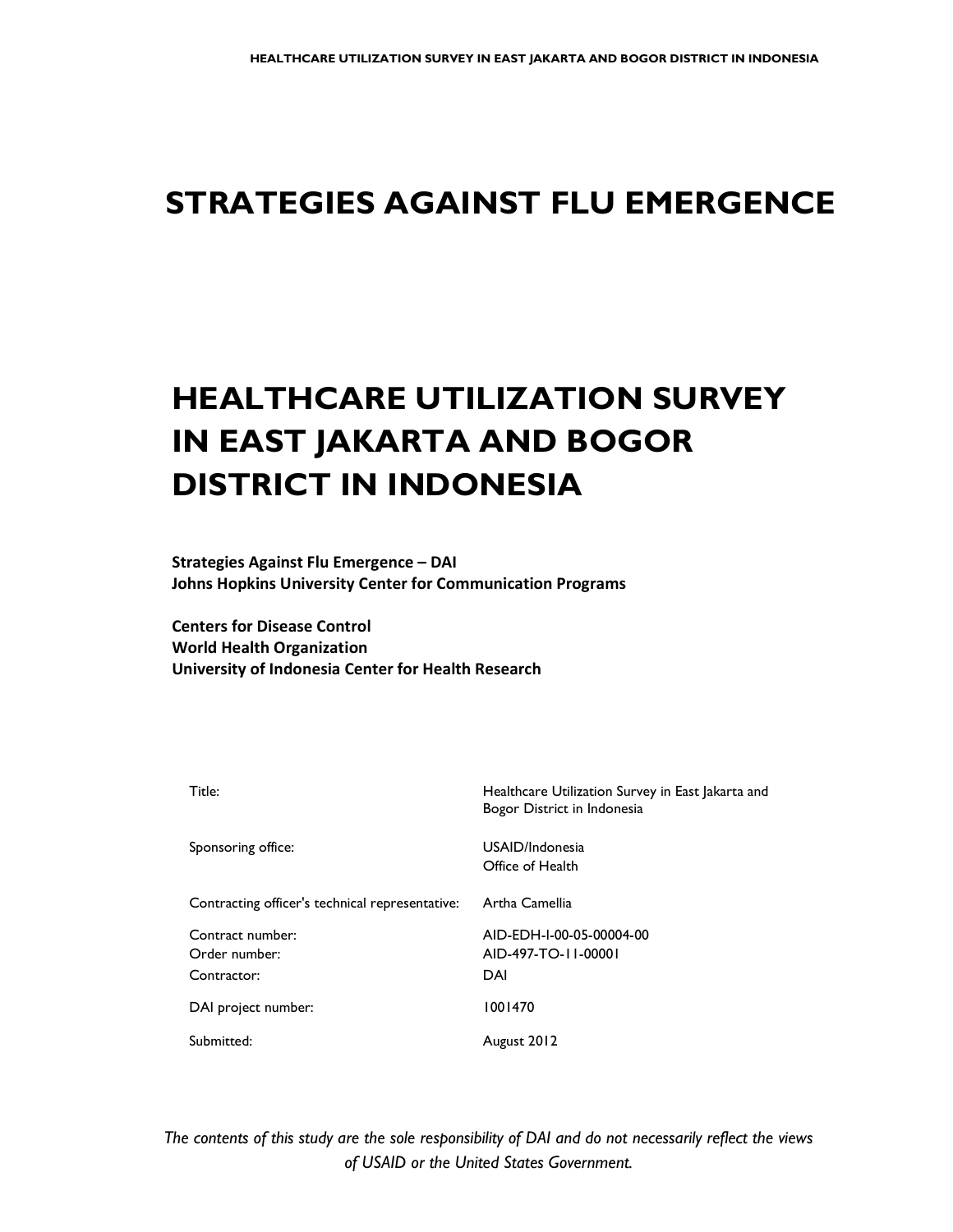# STRATEGIES AGAINST FLU EMERGENCE

# HEALTHCARE UTILIZATION SURVEY IN EAST JAKARTA AND BOGOR DISTRICT IN INDONESIA

**Strategies Against Flu Emergence – DAI**
**Johns Hopkins University Center for Communication Programs**

**Centers for Disease Control**
**World Health Organization**
**University of Indonesia Center for Health Research**

| | |
|---|---|
| Title: | Healthcare Utilization Survey in East Jakarta and Bogor District in Indonesia |
| Sponsoring office: | USAID/Indonesia<br>Office of Health |
| Contracting officer's technical representative: | Artha Camellia |
| Contract number: | AID-EDH-I-00-05-00004-00 |
| Order number: | AID-497-TO-11-00001 |
| Contractor: | DAI |
| DAI project number: | 1001470 |
| Submitted: | August 2012 |

*The contents of this study are the sole responsibility of DAI and do not necessarily reflect the views of USAID or the United States Government.*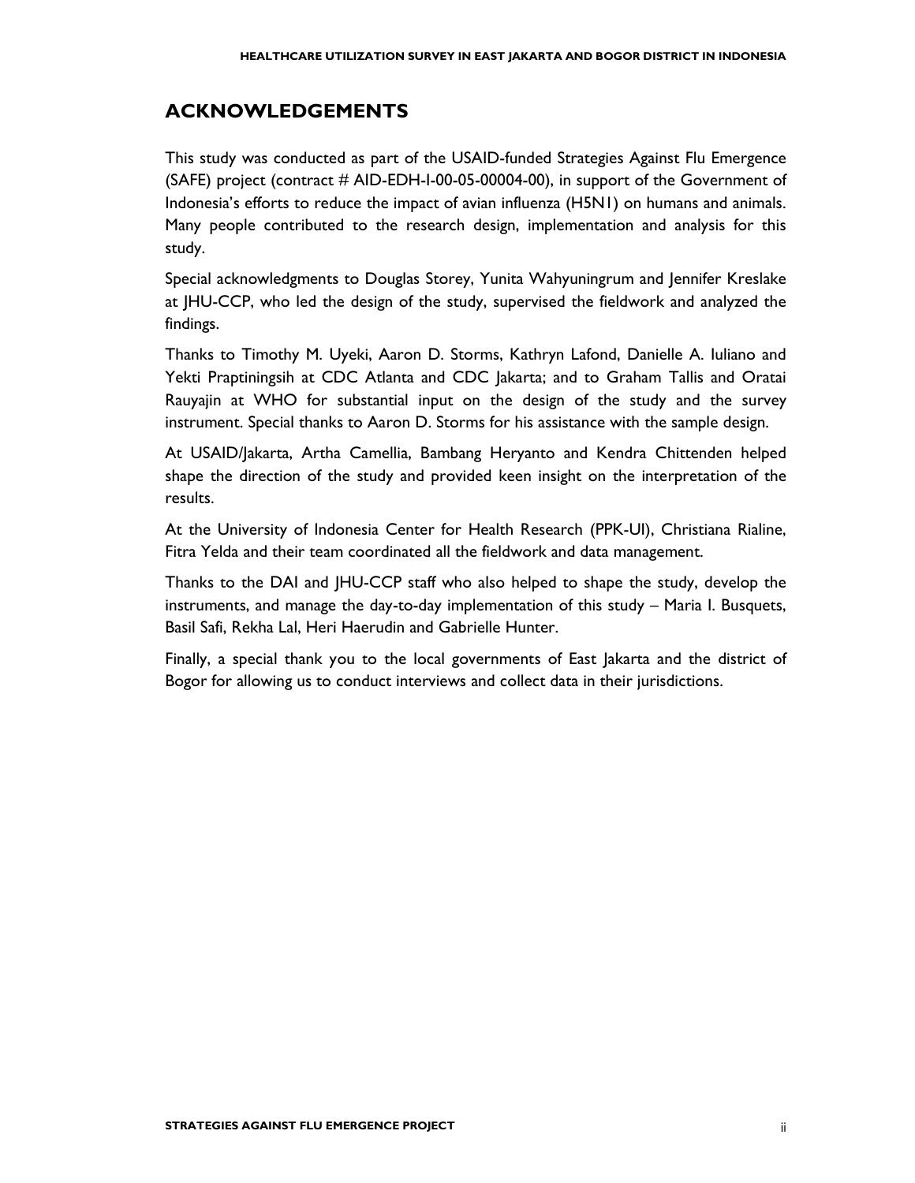## ACKNOWLEDGEMENTS

This study was conducted as part of the USAID-funded Strategies Against Flu Emergence (SAFE) project (contract # AID-EDH-I-00-05-00004-00), in support of the Government of Indonesia's efforts to reduce the impact of avian influenza (H5N1) on humans and animals. Many people contributed to the research design, implementation and analysis for this study.

Special acknowledgments to Douglas Storey, Yunita Wahyuningrum and Jennifer Kreslake at JHU-CCP, who led the design of the study, supervised the fieldwork and analyzed the findings.

Thanks to Timothy M. Uyeki, Aaron D. Storms, Kathryn Lafond, Danielle A. Iuliano and Yekti Praptiningsih at CDC Atlanta and CDC Jakarta; and to Graham Tallis and Oratai Rauyajin at WHO for substantial input on the design of the study and the survey instrument. Special thanks to Aaron D. Storms for his assistance with the sample design.

At USAID/Jakarta, Artha Camellia, Bambang Heryanto and Kendra Chittenden helped shape the direction of the study and provided keen insight on the interpretation of the results.

At the University of Indonesia Center for Health Research (PPK-UI), Christiana Rialine, Fitra Yelda and their team coordinated all the fieldwork and data management.

Thanks to the DAI and JHU-CCP staff who also helped to shape the study, develop the instruments, and manage the day-to-day implementation of this study – Maria I. Busquets, Basil Safi, Rekha Lal, Heri Haerudin and Gabrielle Hunter.

Finally, a special thank you to the local governments of East Jakarta and the district of Bogor for allowing us to conduct interviews and collect data in their jurisdictions.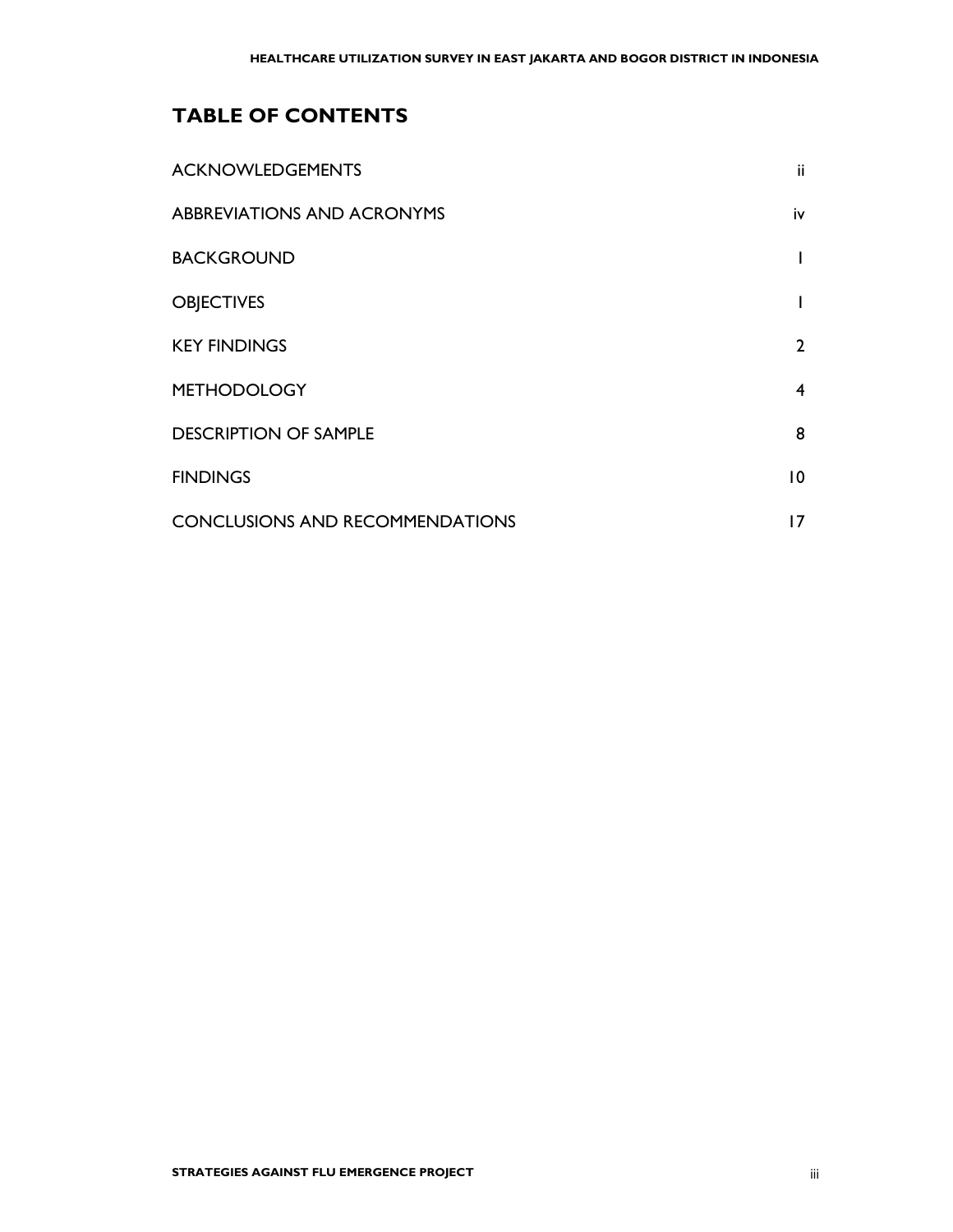## TABLE OF CONTENTS

| | |
|---|---|
| ACKNOWLEDGEMENTS | ii |
| ABBREVIATIONS AND ACRONYMS | iv |
| BACKGROUND | 1 |
| OBJECTIVES | 1 |
| KEY FINDINGS | 2 |
| METHODOLOGY | 4 |
| DESCRIPTION OF SAMPLE | 8 |
| FINDINGS | 10 |
| CONCLUSIONS AND RECOMMENDATIONS | 17 |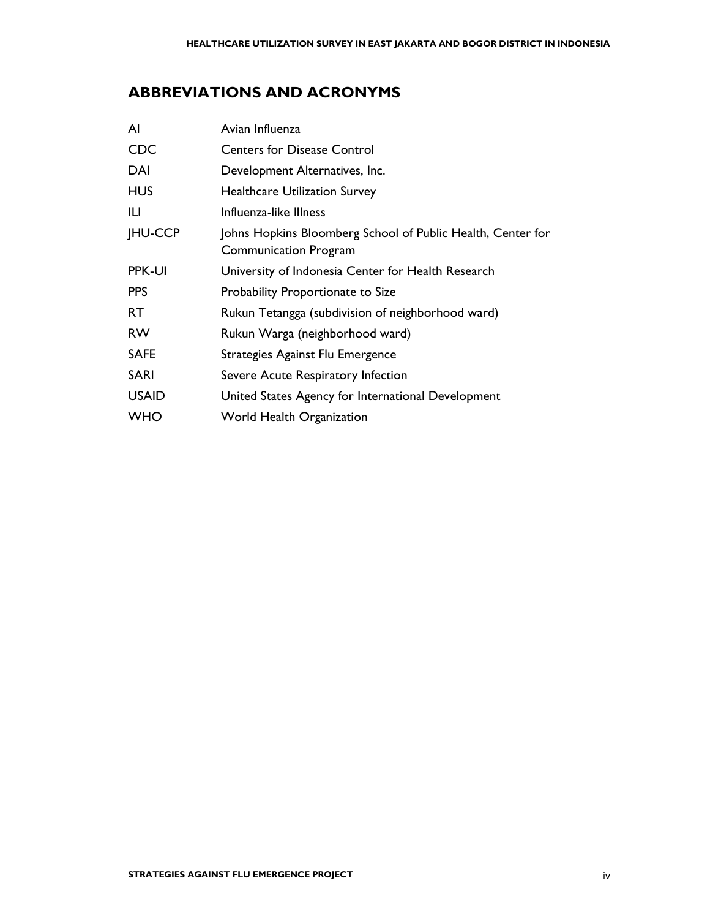## ABBREVIATIONS AND ACRONYMS

| | |
|---|---|
| AI | Avian Influenza |
| CDC | Centers for Disease Control |
| DAI | Development Alternatives, Inc. |
| HUS | Healthcare Utilization Survey |
| ILI | Influenza-like Illness |
| JHU-CCP | Johns Hopkins Bloomberg School of Public Health, Center for Communication Program |
| PPK-UI | University of Indonesia Center for Health Research |
| PPS | Probability Proportionate to Size |
| RT | Rukun Tetangga (subdivision of neighborhood ward) |
| RW | Rukun Warga (neighborhood ward) |
| SAFE | Strategies Against Flu Emergence |
| SARI | Severe Acute Respiratory Infection |
| USAID | United States Agency for International Development |
| WHO | World Health Organization |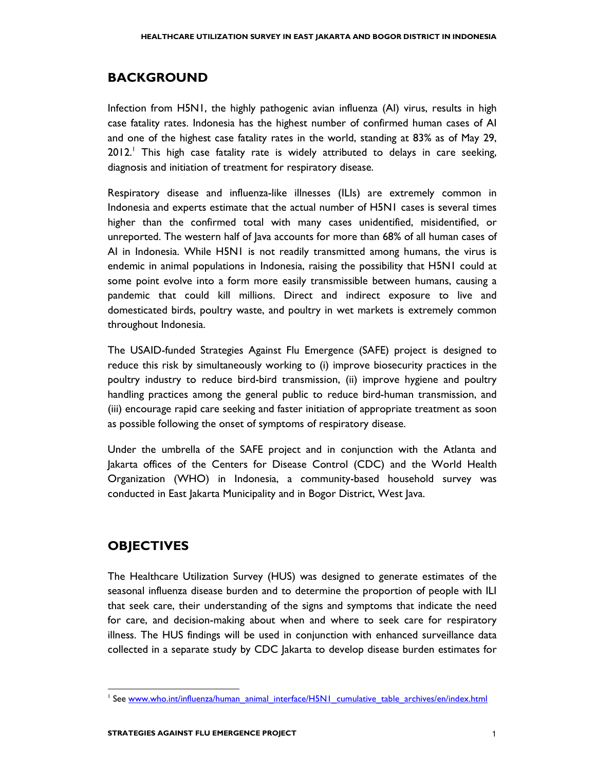## BACKGROUND

Infection from H5N1, the highly pathogenic avian influenza (AI) virus, results in high case fatality rates. Indonesia has the highest number of confirmed human cases of AI and one of the highest case fatality rates in the world, standing at 83% as of May 29, 2012.[1] This high case fatality rate is widely attributed to delays in care seeking, diagnosis and initiation of treatment for respiratory disease.

Respiratory disease and influenza-like illnesses (ILIs) are extremely common in Indonesia and experts estimate that the actual number of H5N1 cases is several times higher than the confirmed total with many cases unidentified, misidentified, or unreported. The western half of Java accounts for more than 68% of all human cases of AI in Indonesia. While H5N1 is not readily transmitted among humans, the virus is endemic in animal populations in Indonesia, raising the possibility that H5N1 could at some point evolve into a form more easily transmissible between humans, causing a pandemic that could kill millions. Direct and indirect exposure to live and domesticated birds, poultry waste, and poultry in wet markets is extremely common throughout Indonesia.

The USAID-funded Strategies Against Flu Emergence (SAFE) project is designed to reduce this risk by simultaneously working to (i) improve biosecurity practices in the poultry industry to reduce bird-bird transmission, (ii) improve hygiene and poultry handling practices among the general public to reduce bird-human transmission, and (iii) encourage rapid care seeking and faster initiation of appropriate treatment as soon as possible following the onset of symptoms of respiratory disease.

Under the umbrella of the SAFE project and in conjunction with the Atlanta and Jakarta offices of the Centers for Disease Control (CDC) and the World Health Organization (WHO) in Indonesia, a community-based household survey was conducted in East Jakarta Municipality and in Bogor District, West Java.

## OBJECTIVES

The Healthcare Utilization Survey (HUS) was designed to generate estimates of the seasonal influenza disease burden and to determine the proportion of people with ILI that seek care, their understanding of the signs and symptoms that indicate the need for care, and decision-making about when and where to seek care for respiratory illness. The HUS findings will be used in conjunction with enhanced surveillance data collected in a separate study by CDC Jakarta to develop disease burden estimates for

[1] See www.who.int/influenza/human_animal_interface/H5N1_cumulative_table_archives/en/index.html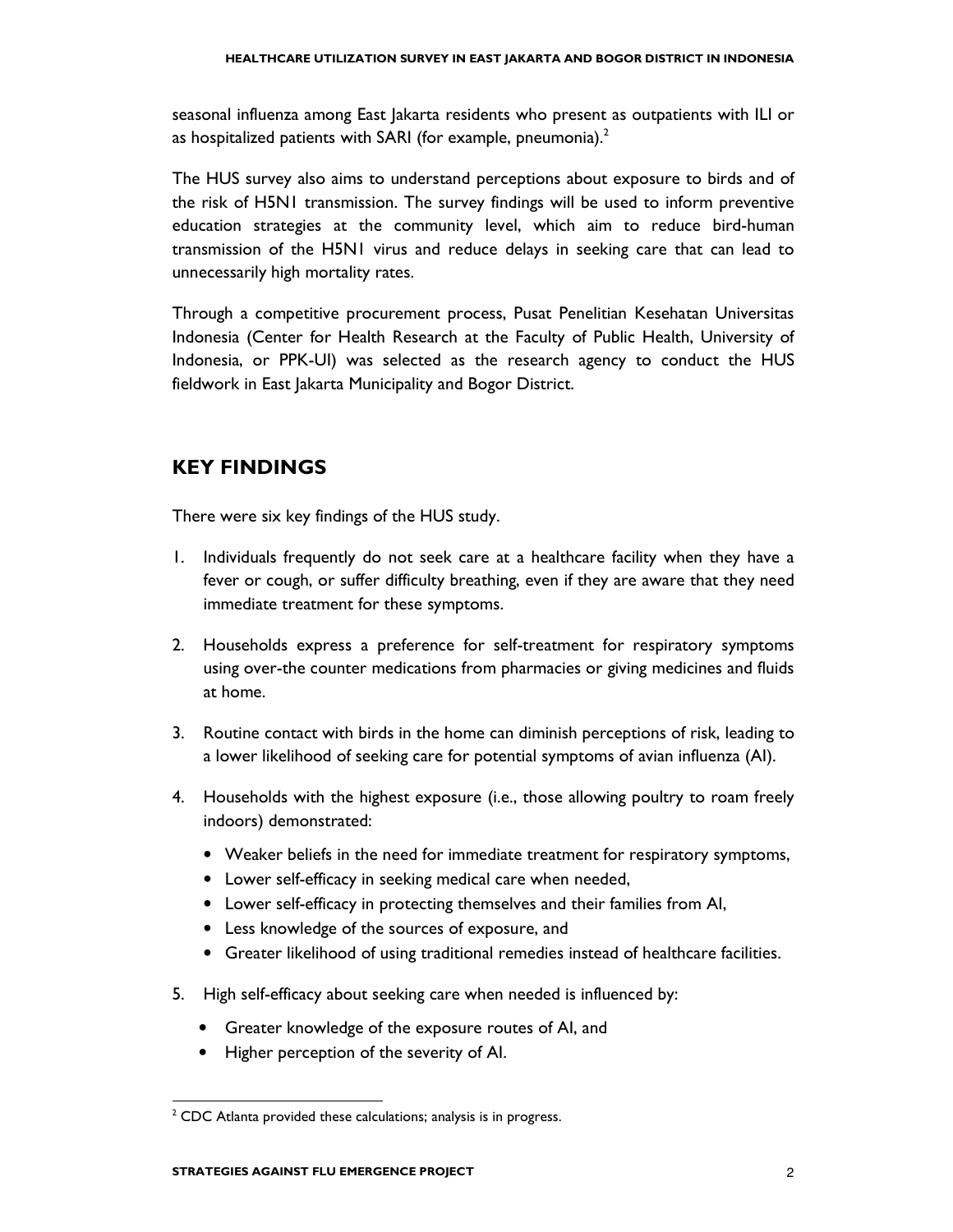seasonal influenza among East Jakarta residents who present as outpatients with ILI or as hospitalized patients with SARI (for example, pneumonia).[2]

The HUS survey also aims to understand perceptions about exposure to birds and of the risk of H5N1 transmission. The survey findings will be used to inform preventive education strategies at the community level, which aim to reduce bird-human transmission of the H5N1 virus and reduce delays in seeking care that can lead to unnecessarily high mortality rates.

Through a competitive procurement process, Pusat Penelitian Kesehatan Universitas Indonesia (Center for Health Research at the Faculty of Public Health, University of Indonesia, or PPK-UI) was selected as the research agency to conduct the HUS fieldwork in East Jakarta Municipality and Bogor District.

## KEY FINDINGS

There were six key findings of the HUS study.

1. Individuals frequently do not seek care at a healthcare facility when they have a fever or cough, or suffer difficulty breathing, even if they are aware that they need immediate treatment for these symptoms.
2. Households express a preference for self-treatment for respiratory symptoms using over-the counter medications from pharmacies or giving medicines and fluids at home.
3. Routine contact with birds in the home can diminish perceptions of risk, leading to a lower likelihood of seeking care for potential symptoms of avian influenza (AI).
4. Households with the highest exposure (i.e., those allowing poultry to roam freely indoors) demonstrated:
   - Weaker beliefs in the need for immediate treatment for respiratory symptoms,
   - Lower self-efficacy in seeking medical care when needed,
   - Lower self-efficacy in protecting themselves and their families from AI,
   - Less knowledge of the sources of exposure, and
   - Greater likelihood of using traditional remedies instead of healthcare facilities.
5. High self-efficacy about seeking care when needed is influenced by:
   - Greater knowledge of the exposure routes of AI, and
   - Higher perception of the severity of AI.

[2] CDC Atlanta provided these calculations; analysis is in progress.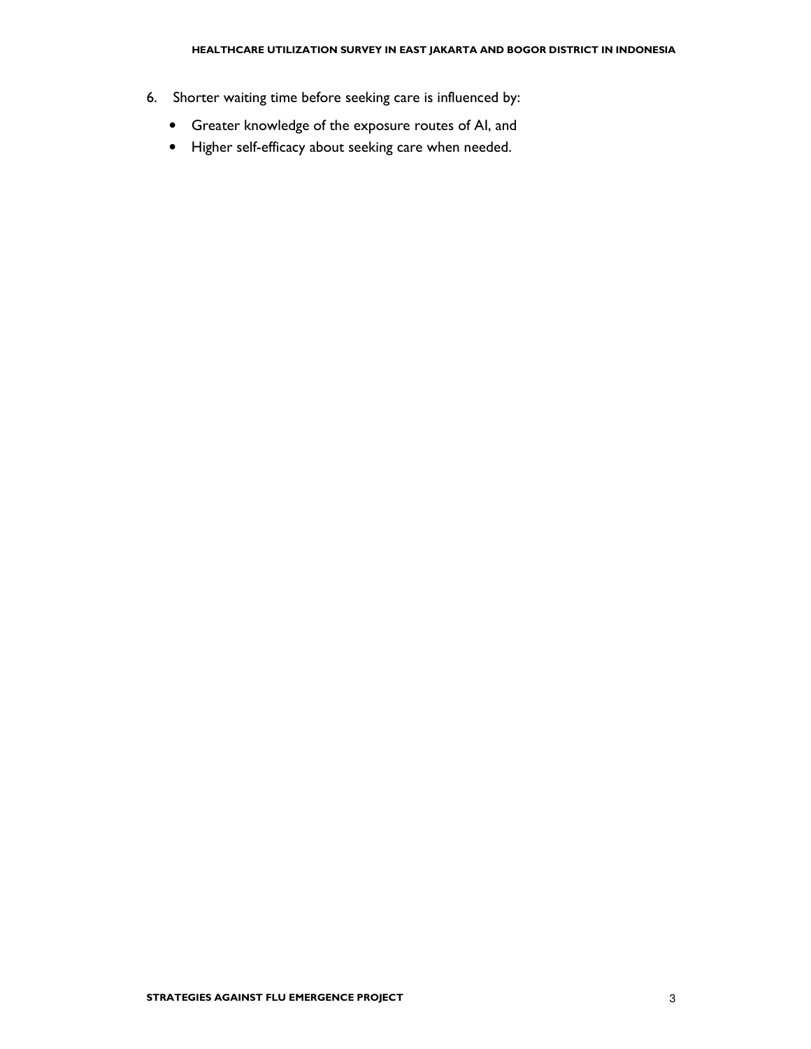6. Shorter waiting time before seeking care is influenced by:
    - Greater knowledge of the exposure routes of AI, and
    - Higher self-efficacy about seeking care when needed.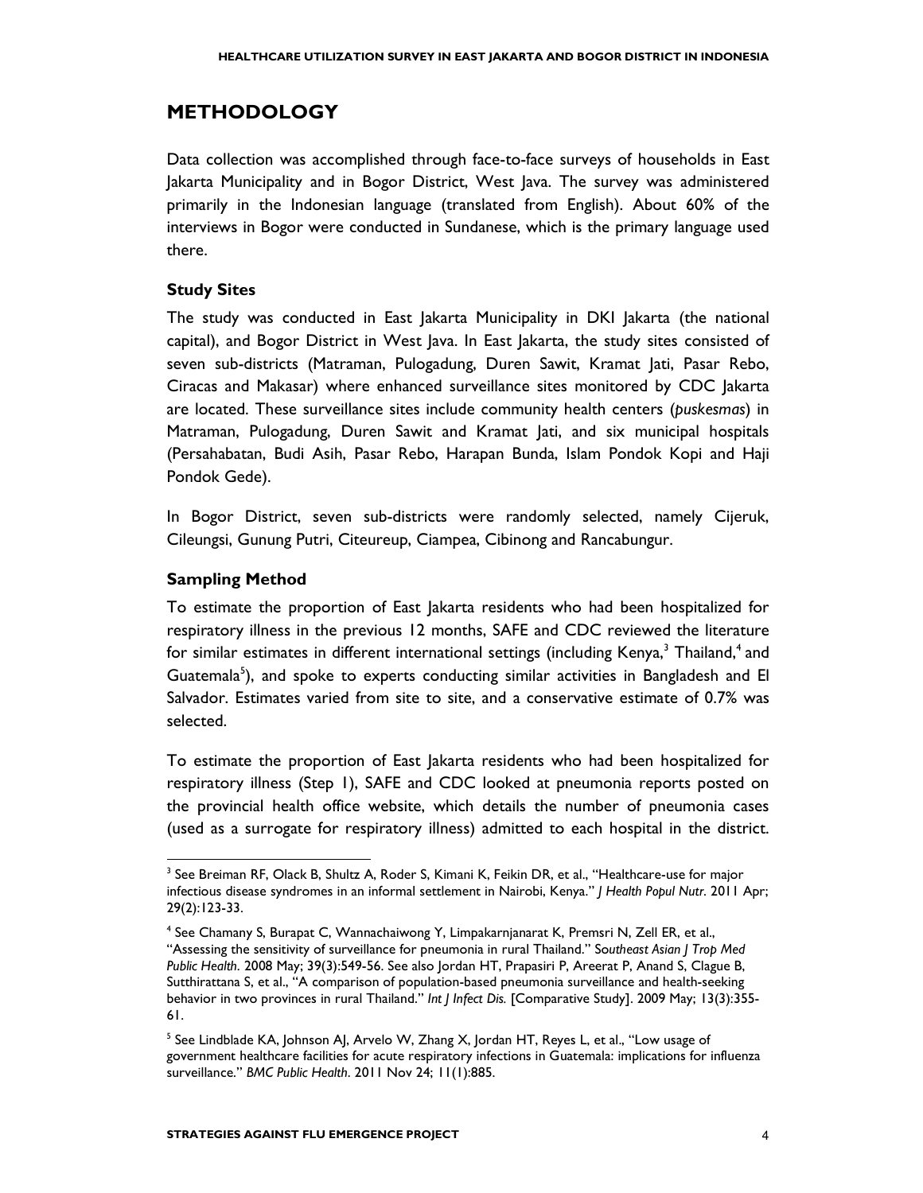# METHODOLOGY

Data collection was accomplished through face-to-face surveys of households in East Jakarta Municipality and in Bogor District, West Java. The survey was administered primarily in the Indonesian language (translated from English). About 60% of the interviews in Bogor were conducted in Sundanese, which is the primary language used there.

### Study Sites

The study was conducted in East Jakarta Municipality in DKI Jakarta (the national capital), and Bogor District in West Java. In East Jakarta, the study sites consisted of seven sub-districts (Matraman, Pulogadung, Duren Sawit, Kramat Jati, Pasar Rebo, Ciracas and Makasar) where enhanced surveillance sites monitored by CDC Jakarta are located. These surveillance sites include community health centers (*puskesmas*) in Matraman, Pulogadung, Duren Sawit and Kramat Jati, and six municipal hospitals (Persahabatan, Budi Asih, Pasar Rebo, Harapan Bunda, Islam Pondok Kopi and Haji Pondok Gede).

In Bogor District, seven sub-districts were randomly selected, namely Cijeruk, Cileungsi, Gunung Putri, Citeureup, Ciampea, Cibinong and Rancabungur.

### Sampling Method

To estimate the proportion of East Jakarta residents who had been hospitalized for respiratory illness in the previous 12 months, SAFE and CDC reviewed the literature for similar estimates in different international settings (including Kenya,[3] Thailand,[4] and Guatemala[5]), and spoke to experts conducting similar activities in Bangladesh and El Salvador. Estimates varied from site to site, and a conservative estimate of 0.7% was selected.

To estimate the proportion of East Jakarta residents who had been hospitalized for respiratory illness (Step 1), SAFE and CDC looked at pneumonia reports posted on the provincial health office website, which details the number of pneumonia cases (used as a surrogate for respiratory illness) admitted to each hospital in the district.

---

[3] See Breiman RF, Olack B, Shultz A, Roder S, Kimani K, Feikin DR, et al., "Healthcare-use for major infectious disease syndromes in an informal settlement in Nairobi, Kenya." *J Health Popul Nutr*. 2011 Apr; 29(2):123-33.

[4] See Chamany S, Burapat C, Wannachaiwong Y, Limpakarnjanarat K, Premsri N, Zell ER, et al., "Assessing the sensitivity of surveillance for pneumonia in rural Thailand." *Southeast Asian J Trop Med Public Health*. 2008 May; 39(3):549-56. See also Jordan HT, Prapasiri P, Areerat P, Anand S, Clague B, Sutthirattana S, et al., "A comparison of population-based pneumonia surveillance and health-seeking behavior in two provinces in rural Thailand." *Int J Infect Dis.* [Comparative Study]. 2009 May; 13(3):355-61.

[5] See Lindblade KA, Johnson AJ, Arvelo W, Zhang X, Jordan HT, Reyes L, et al., "Low usage of government healthcare facilities for acute respiratory infections in Guatemala: implications for influenza surveillance." *BMC Public Health*. 2011 Nov 24; 11(1):885.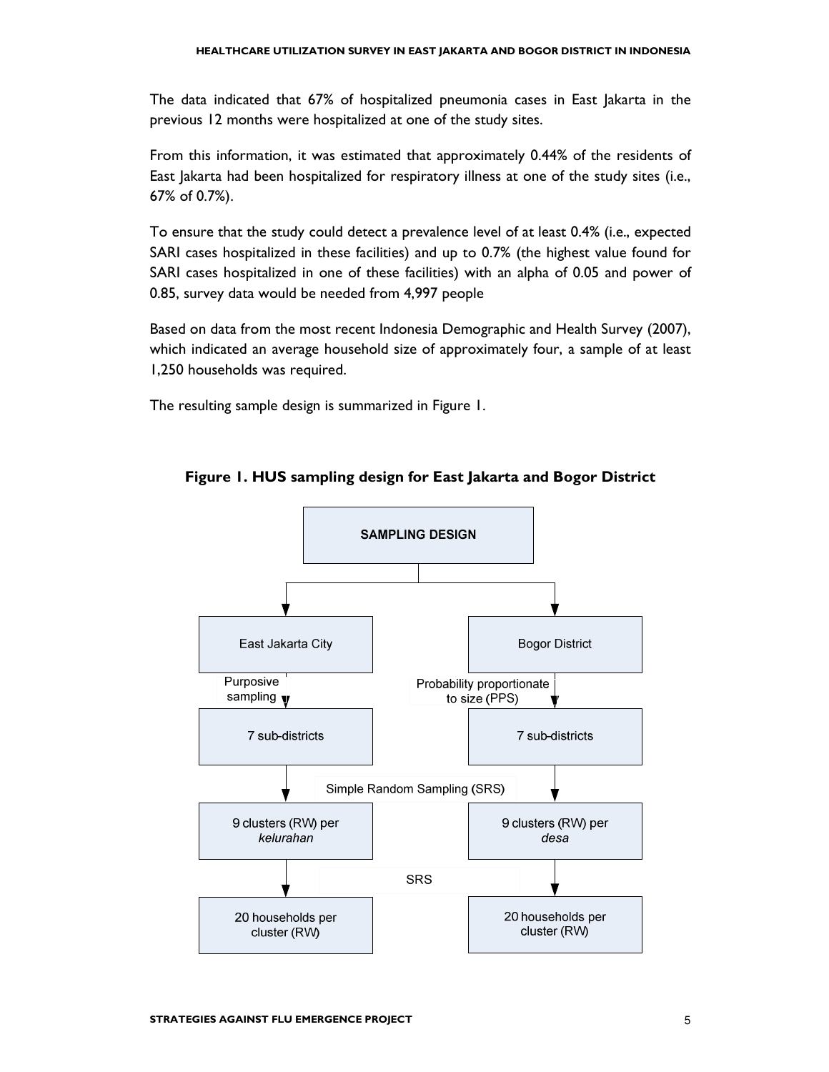The data indicated that 67% of hospitalized pneumonia cases in East Jakarta in the previous 12 months were hospitalized at one of the study sites.

From this information, it was estimated that approximately 0.44% of the residents of East Jakarta had been hospitalized for respiratory illness at one of the study sites (i.e., 67% of 0.7%).

To ensure that the study could detect a prevalence level of at least 0.4% (i.e., expected SARI cases hospitalized in these facilities) and up to 0.7% (the highest value found for SARI cases hospitalized in one of these facilities) with an alpha of 0.05 and power of 0.85, survey data would be needed from 4,997 people

Based on data from the most recent Indonesia Demographic and Health Survey (2007), which indicated an average household size of approximately four, a sample of at least 1,250 households was required.

The resulting sample design is summarized in Figure 1.

**Figure 1. HUS sampling design for East Jakarta and Bogor District**

SAMPLING DESIGN

- East Jakarta City
  - Purposive sampling → 7 sub-districts
  - Simple Random Sampling (SRS) → 9 clusters (RW) per *kelurahan*
  - SRS → 20 households per cluster (RW)
- Bogor District
  - Probability proportionate to size (PPS) → 7 sub-districts
  - Simple Random Sampling (SRS) → 9 clusters (RW) per *desa*
  - SRS → 20 households per cluster (RW)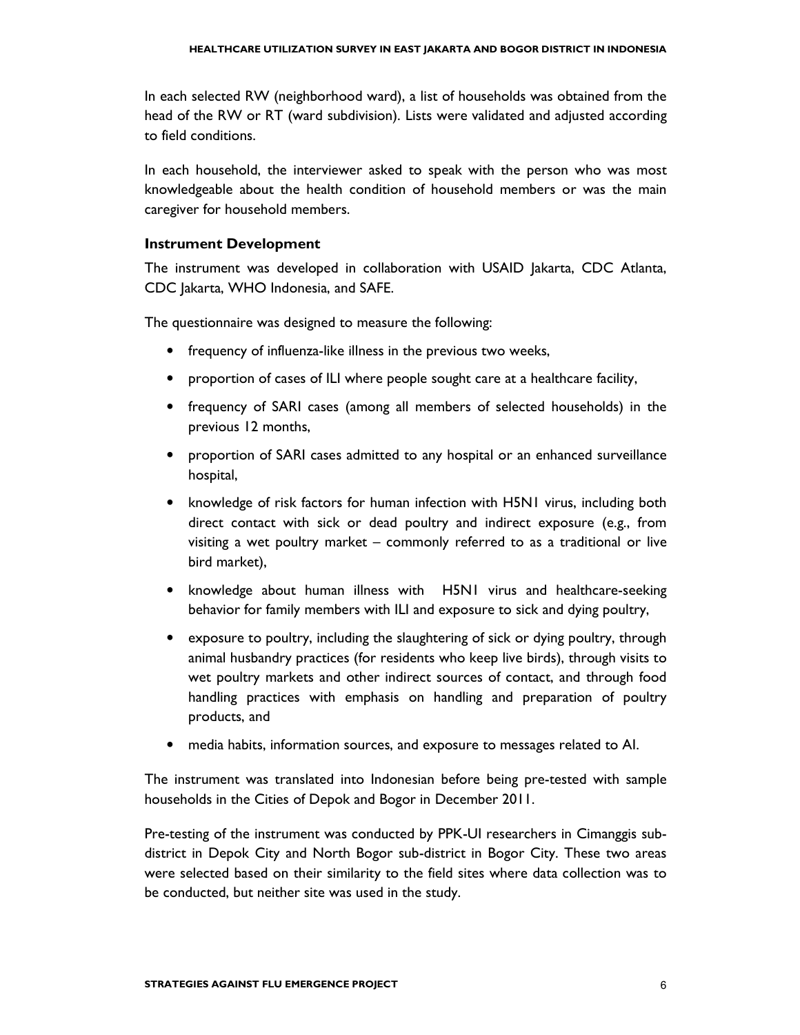In each selected RW (neighborhood ward), a list of households was obtained from the head of the RW or RT (ward subdivision). Lists were validated and adjusted according to field conditions.

In each household, the interviewer asked to speak with the person who was most knowledgeable about the health condition of household members or was the main caregiver for household members.

### Instrument Development

The instrument was developed in collaboration with USAID Jakarta, CDC Atlanta, CDC Jakarta, WHO Indonesia, and SAFE.

The questionnaire was designed to measure the following:

- frequency of influenza-like illness in the previous two weeks,
- proportion of cases of ILI where people sought care at a healthcare facility,
- frequency of SARI cases (among all members of selected households) in the previous 12 months,
- proportion of SARI cases admitted to any hospital or an enhanced surveillance hospital,
- knowledge of risk factors for human infection with H5N1 virus, including both direct contact with sick or dead poultry and indirect exposure (e.g., from visiting a wet poultry market – commonly referred to as a traditional or live bird market),
- knowledge about human illness with H5N1 virus and healthcare-seeking behavior for family members with ILI and exposure to sick and dying poultry,
- exposure to poultry, including the slaughtering of sick or dying poultry, through animal husbandry practices (for residents who keep live birds), through visits to wet poultry markets and other indirect sources of contact, and through food handling practices with emphasis on handling and preparation of poultry products, and
- media habits, information sources, and exposure to messages related to AI.

The instrument was translated into Indonesian before being pre-tested with sample households in the Cities of Depok and Bogor in December 2011.

Pre-testing of the instrument was conducted by PPK-UI researchers in Cimanggis sub-district in Depok City and North Bogor sub-district in Bogor City. These two areas were selected based on their similarity to the field sites where data collection was to be conducted, but neither site was used in the study.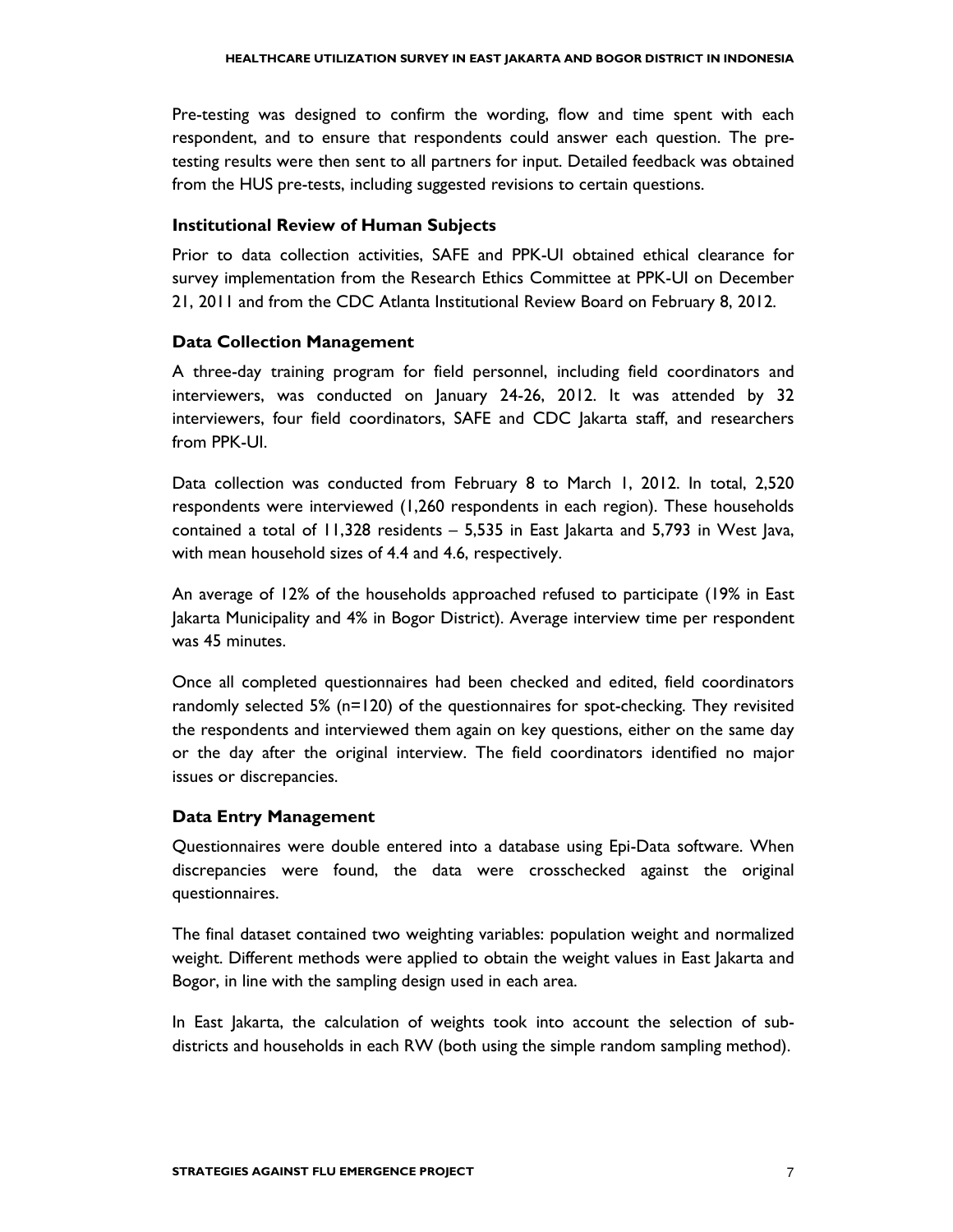Pre-testing was designed to confirm the wording, flow and time spent with each respondent, and to ensure that respondents could answer each question. The pre-testing results were then sent to all partners for input. Detailed feedback was obtained from the HUS pre-tests, including suggested revisions to certain questions.

### Institutional Review of Human Subjects

Prior to data collection activities, SAFE and PPK-UI obtained ethical clearance for survey implementation from the Research Ethics Committee at PPK-UI on December 21, 2011 and from the CDC Atlanta Institutional Review Board on February 8, 2012.

### Data Collection Management

A three-day training program for field personnel, including field coordinators and interviewers, was conducted on January 24-26, 2012. It was attended by 32 interviewers, four field coordinators, SAFE and CDC Jakarta staff, and researchers from PPK-UI.

Data collection was conducted from February 8 to March 1, 2012. In total, 2,520 respondents were interviewed (1,260 respondents in each region). These households contained a total of 11,328 residents – 5,535 in East Jakarta and 5,793 in West Java, with mean household sizes of 4.4 and 4.6, respectively.

An average of 12% of the households approached refused to participate (19% in East Jakarta Municipality and 4% in Bogor District). Average interview time per respondent was 45 minutes.

Once all completed questionnaires had been checked and edited, field coordinators randomly selected 5% (n=120) of the questionnaires for spot-checking. They revisited the respondents and interviewed them again on key questions, either on the same day or the day after the original interview. The field coordinators identified no major issues or discrepancies.

### Data Entry Management

Questionnaires were double entered into a database using Epi-Data software. When discrepancies were found, the data were crosschecked against the original questionnaires.

The final dataset contained two weighting variables: population weight and normalized weight. Different methods were applied to obtain the weight values in East Jakarta and Bogor, in line with the sampling design used in each area.

In East Jakarta, the calculation of weights took into account the selection of sub-districts and households in each RW (both using the simple random sampling method).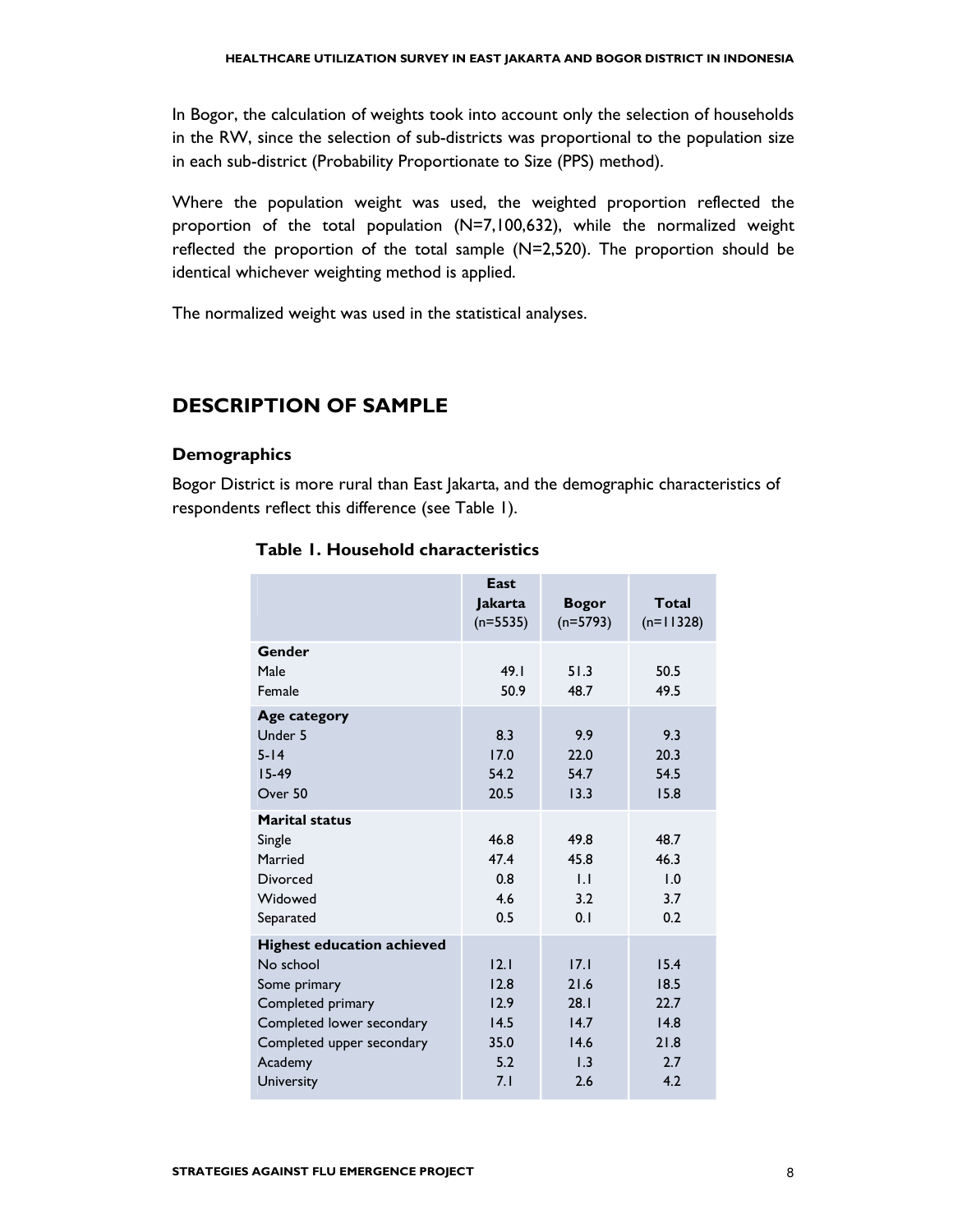In Bogor, the calculation of weights took into account only the selection of households in the RW, since the selection of sub-districts was proportional to the population size in each sub-district (Probability Proportionate to Size (PPS) method).

Where the population weight was used, the weighted proportion reflected the proportion of the total population (N=7,100,632), while the normalized weight reflected the proportion of the total sample (N=2,520). The proportion should be identical whichever weighting method is applied.

The normalized weight was used in the statistical analyses.

## DESCRIPTION OF SAMPLE

### Demographics

Bogor District is more rural than East Jakarta, and the demographic characteristics of respondents reflect this difference (see Table 1).

**Table 1. Household characteristics**

| | East Jakarta (n=5535) | Bogor (n=5793) | Total (n=11328) |
|---|---|---|---|
| **Gender** | | | |
| Male | 49.1 | 51.3 | 50.5 |
| Female | 50.9 | 48.7 | 49.5 |
| **Age category** | | | |
| Under 5 | 8.3 | 9.9 | 9.3 |
| 5-14 | 17.0 | 22.0 | 20.3 |
| 15-49 | 54.2 | 54.7 | 54.5 |
| Over 50 | 20.5 | 13.3 | 15.8 |
| **Marital status** | | | |
| Single | 46.8 | 49.8 | 48.7 |
| Married | 47.4 | 45.8 | 46.3 |
| Divorced | 0.8 | 1.1 | 1.0 |
| Widowed | 4.6 | 3.2 | 3.7 |
| Separated | 0.5 | 0.1 | 0.2 |
| **Highest education achieved** | | | |
| No school | 12.1 | 17.1 | 15.4 |
| Some primary | 12.8 | 21.6 | 18.5 |
| Completed primary | 12.9 | 28.1 | 22.7 |
| Completed lower secondary | 14.5 | 14.7 | 14.8 |
| Completed upper secondary | 35.0 | 14.6 | 21.8 |
| Academy | 5.2 | 1.3 | 2.7 |
| University | 7.1 | 2.6 | 4.2 |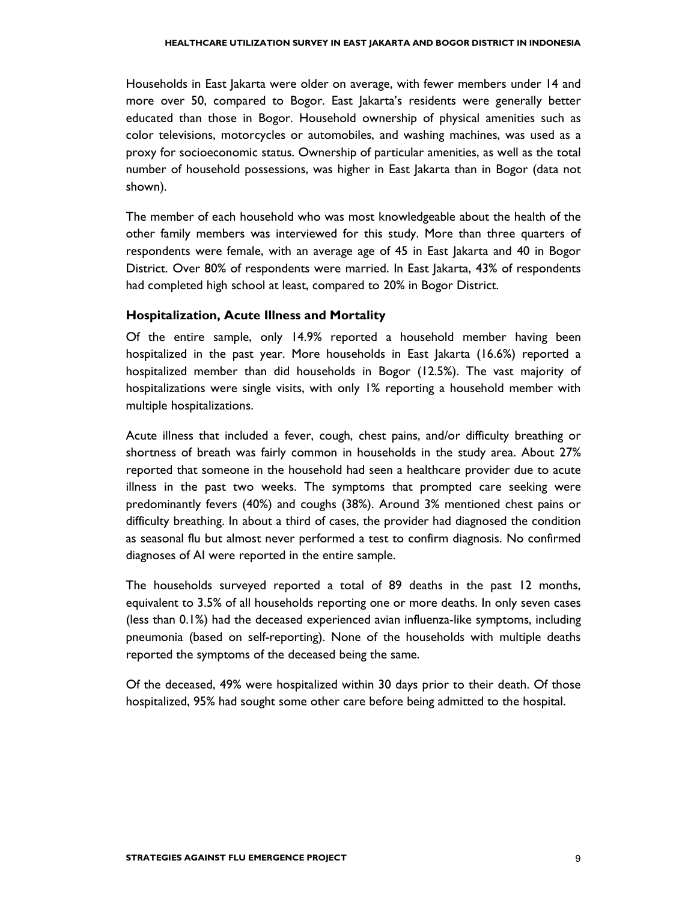Households in East Jakarta were older on average, with fewer members under 14 and more over 50, compared to Bogor. East Jakarta's residents were generally better educated than those in Bogor. Household ownership of physical amenities such as color televisions, motorcycles or automobiles, and washing machines, was used as a proxy for socioeconomic status. Ownership of particular amenities, as well as the total number of household possessions, was higher in East Jakarta than in Bogor (data not shown).

The member of each household who was most knowledgeable about the health of the other family members was interviewed for this study. More than three quarters of respondents were female, with an average age of 45 in East Jakarta and 40 in Bogor District. Over 80% of respondents were married. In East Jakarta, 43% of respondents had completed high school at least, compared to 20% in Bogor District.

### Hospitalization, Acute Illness and Mortality

Of the entire sample, only 14.9% reported a household member having been hospitalized in the past year. More households in East Jakarta (16.6%) reported a hospitalized member than did households in Bogor (12.5%). The vast majority of hospitalizations were single visits, with only 1% reporting a household member with multiple hospitalizations.

Acute illness that included a fever, cough, chest pains, and/or difficulty breathing or shortness of breath was fairly common in households in the study area. About 27% reported that someone in the household had seen a healthcare provider due to acute illness in the past two weeks. The symptoms that prompted care seeking were predominantly fevers (40%) and coughs (38%). Around 3% mentioned chest pains or difficulty breathing. In about a third of cases, the provider had diagnosed the condition as seasonal flu but almost never performed a test to confirm diagnosis. No confirmed diagnoses of AI were reported in the entire sample.

The households surveyed reported a total of 89 deaths in the past 12 months, equivalent to 3.5% of all households reporting one or more deaths. In only seven cases (less than 0.1%) had the deceased experienced avian influenza-like symptoms, including pneumonia (based on self-reporting). None of the households with multiple deaths reported the symptoms of the deceased being the same.

Of the deceased, 49% were hospitalized within 30 days prior to their death. Of those hospitalized, 95% had sought some other care before being admitted to the hospital.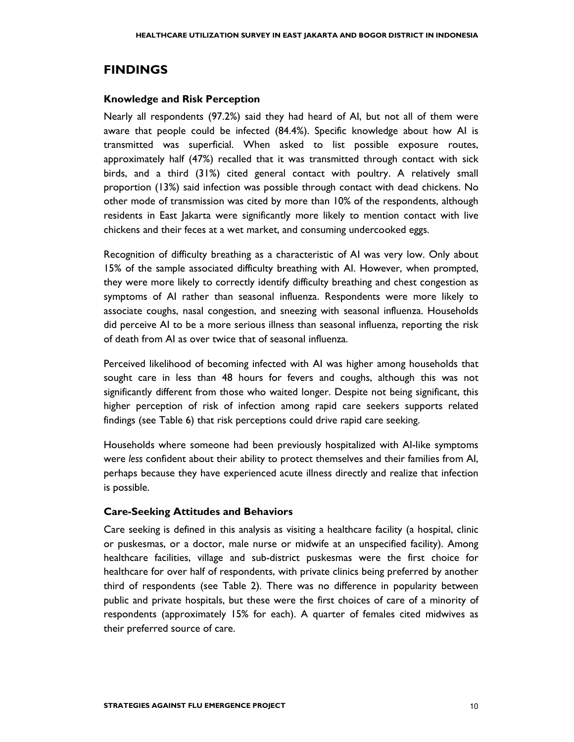## FINDINGS

### Knowledge and Risk Perception

Nearly all respondents (97.2%) said they had heard of AI, but not all of them were aware that people could be infected (84.4%). Specific knowledge about how AI is transmitted was superficial. When asked to list possible exposure routes, approximately half (47%) recalled that it was transmitted through contact with sick birds, and a third (31%) cited general contact with poultry. A relatively small proportion (13%) said infection was possible through contact with dead chickens. No other mode of transmission was cited by more than 10% of the respondents, although residents in East Jakarta were significantly more likely to mention contact with live chickens and their feces at a wet market, and consuming undercooked eggs.

Recognition of difficulty breathing as a characteristic of AI was very low. Only about 15% of the sample associated difficulty breathing with AI. However, when prompted, they were more likely to correctly identify difficulty breathing and chest congestion as symptoms of AI rather than seasonal influenza. Respondents were more likely to associate coughs, nasal congestion, and sneezing with seasonal influenza. Households did perceive AI to be a more serious illness than seasonal influenza, reporting the risk of death from AI as over twice that of seasonal influenza.

Perceived likelihood of becoming infected with AI was higher among households that sought care in less than 48 hours for fevers and coughs, although this was not significantly different from those who waited longer. Despite not being significant, this higher perception of risk of infection among rapid care seekers supports related findings (see Table 6) that risk perceptions could drive rapid care seeking.

Households where someone had been previously hospitalized with AI-like symptoms were *less* confident about their ability to protect themselves and their families from AI, perhaps because they have experienced acute illness directly and realize that infection is possible.

### Care-Seeking Attitudes and Behaviors

Care seeking is defined in this analysis as visiting a healthcare facility (a hospital, clinic or puskesmas, or a doctor, male nurse or midwife at an unspecified facility). Among healthcare facilities, village and sub-district puskesmas were the first choice for healthcare for over half of respondents, with private clinics being preferred by another third of respondents (see Table 2). There was no difference in popularity between public and private hospitals, but these were the first choices of care of a minority of respondents (approximately 15% for each). A quarter of females cited midwives as their preferred source of care.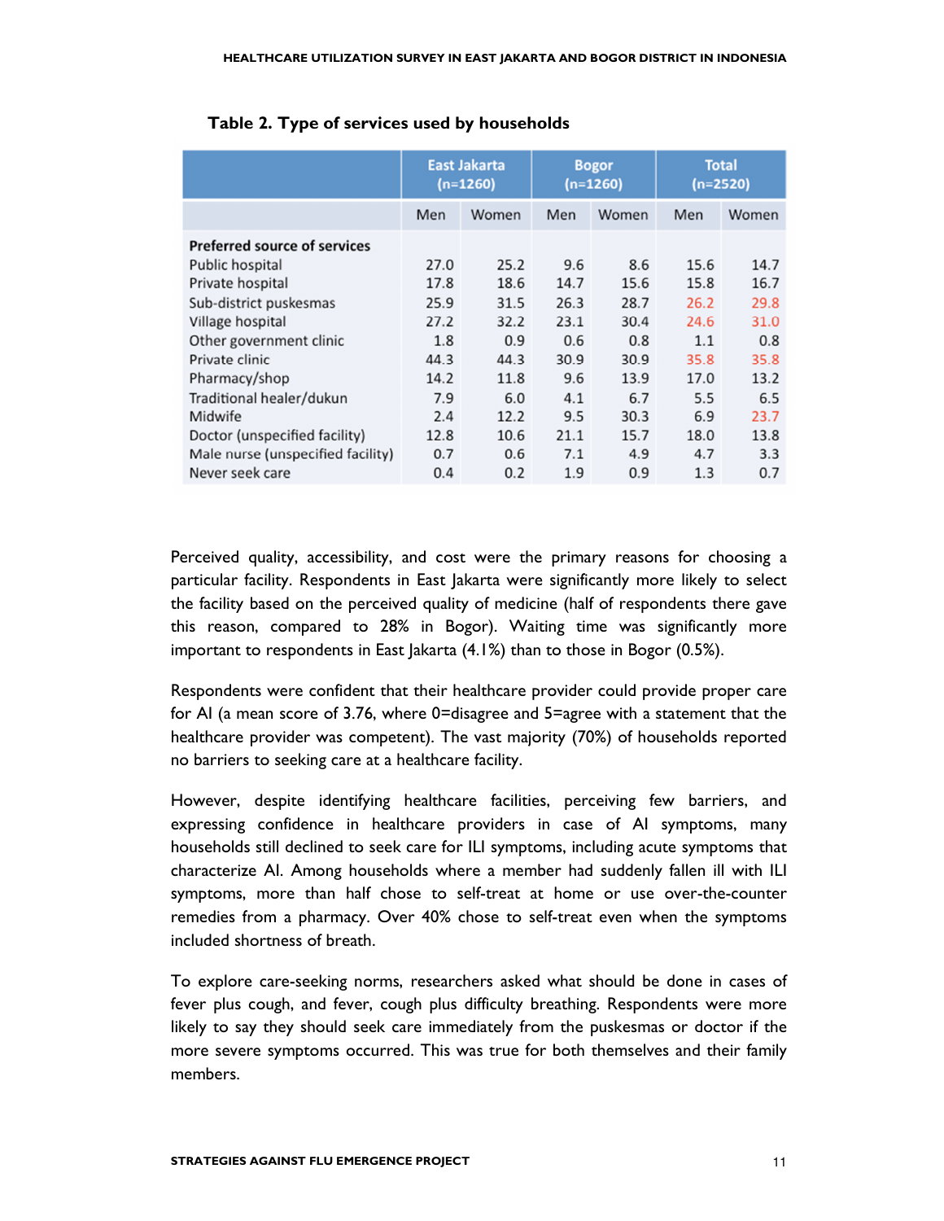**Table 2. Type of services used by households**

| | East Jakarta (n=1260) | | Bogor (n=1260) | | Total (n=2520) | |
|---|---|---|---|---|---|---|
| | Men | Women | Men | Women | Men | Women |
| **Preferred source of services** | | | | | | |
| Public hospital | 27.0 | 25.2 | 9.6 | 8.6 | 15.6 | 14.7 |
| Private hospital | 17.8 | 18.6 | 14.7 | 15.6 | 15.8 | 16.7 |
| Sub-district puskesmas | 25.9 | 31.5 | 26.3 | 28.7 | 26.2 | 29.8 |
| Village hospital | 27.2 | 32.2 | 23.1 | 30.4 | 24.6 | 31.0 |
| Other government clinic | 1.8 | 0.9 | 0.6 | 0.8 | 1.1 | 0.8 |
| Private clinic | 44.3 | 44.3 | 30.9 | 30.9 | 35.8 | 35.8 |
| Pharmacy/shop | 14.2 | 11.8 | 9.6 | 13.9 | 17.0 | 13.2 |
| Traditional healer/dukun | 7.9 | 6.0 | 4.1 | 6.7 | 5.5 | 6.5 |
| Midwife | 2.4 | 12.2 | 9.5 | 30.3 | 6.9 | 23.7 |
| Doctor (unspecified facility) | 12.8 | 10.6 | 21.1 | 15.7 | 18.0 | 13.8 |
| Male nurse (unspecified facility) | 0.7 | 0.6 | 7.1 | 4.9 | 4.7 | 3.3 |
| Never seek care | 0.4 | 0.2 | 1.9 | 0.9 | 1.3 | 0.7 |

Perceived quality, accessibility, and cost were the primary reasons for choosing a particular facility. Respondents in East Jakarta were significantly more likely to select the facility based on the perceived quality of medicine (half of respondents there gave this reason, compared to 28% in Bogor). Waiting time was significantly more important to respondents in East Jakarta (4.1%) than to those in Bogor (0.5%).

Respondents were confident that their healthcare provider could provide proper care for AI (a mean score of 3.76, where 0=disagree and 5=agree with a statement that the healthcare provider was competent). The vast majority (70%) of households reported no barriers to seeking care at a healthcare facility.

However, despite identifying healthcare facilities, perceiving few barriers, and expressing confidence in healthcare providers in case of AI symptoms, many households still declined to seek care for ILI symptoms, including acute symptoms that characterize AI. Among households where a member had suddenly fallen ill with ILI symptoms, more than half chose to self-treat at home or use over-the-counter remedies from a pharmacy. Over 40% chose to self-treat even when the symptoms included shortness of breath.

To explore care-seeking norms, researchers asked what should be done in cases of fever plus cough, and fever, cough plus difficulty breathing. Respondents were more likely to say they should seek care immediately from the puskesmas or doctor if the more severe symptoms occurred. This was true for both themselves and their family members.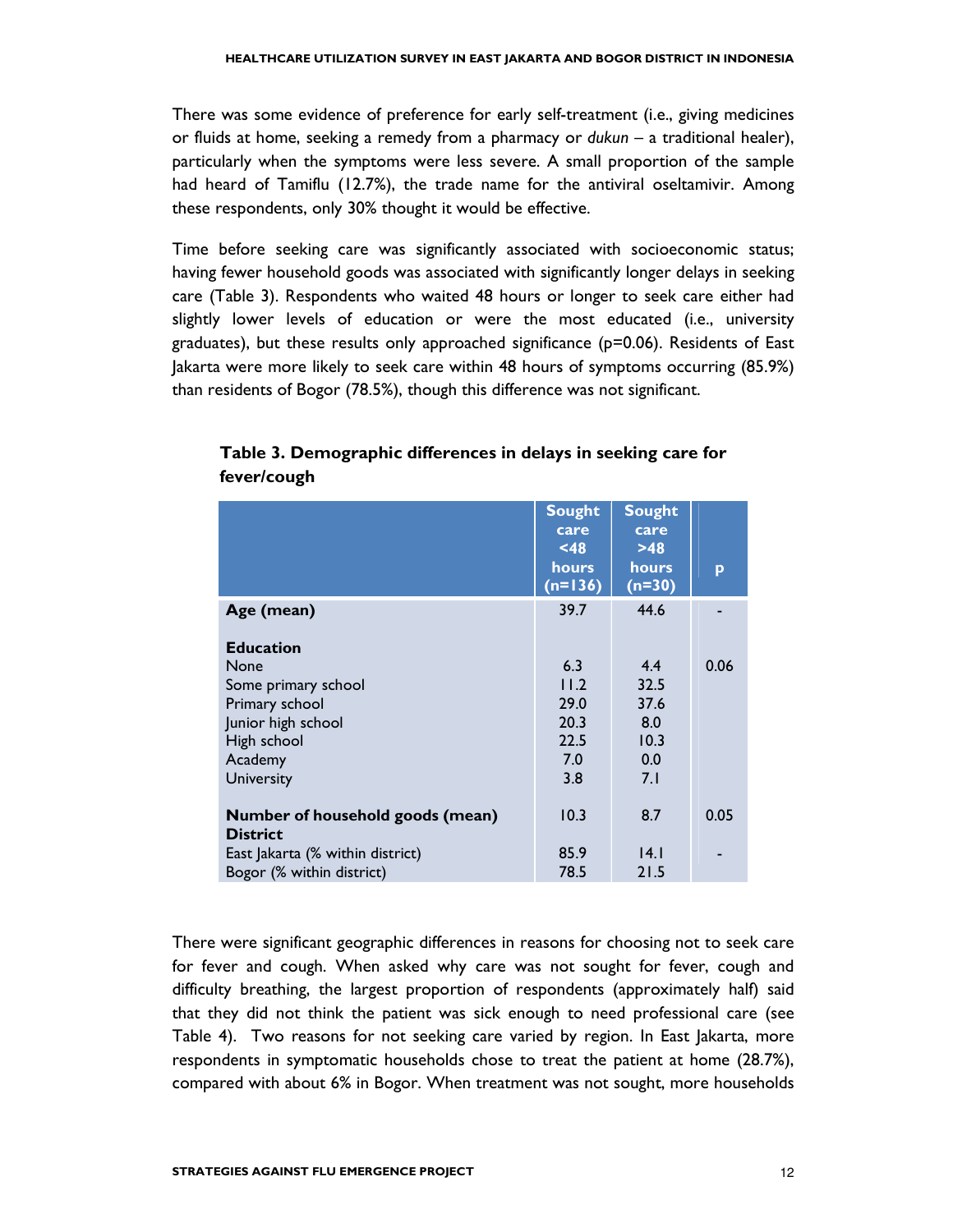There was some evidence of preference for early self-treatment (i.e., giving medicines or fluids at home, seeking a remedy from a pharmacy or *dukun* – a traditional healer), particularly when the symptoms were less severe. A small proportion of the sample had heard of Tamiflu (12.7%), the trade name for the antiviral oseltamivir. Among these respondents, only 30% thought it would be effective.

Time before seeking care was significantly associated with socioeconomic status; having fewer household goods was associated with significantly longer delays in seeking care (Table 3). Respondents who waited 48 hours or longer to seek care either had slightly lower levels of education or were the most educated (i.e., university graduates), but these results only approached significance (p=0.06). Residents of East Jakarta were more likely to seek care within 48 hours of symptoms occurring (85.9%) than residents of Bogor (78.5%), though this difference was not significant.

**Table 3. Demographic differences in delays in seeking care for fever/cough**

| | Sought care <48 hours (n=136) | Sought care >48 hours (n=30) | p |
|---|---|---|---|
| **Age (mean)** | 39.7 | 44.6 | - |
| **Education** | | | |
| None | 6.3 | 4.4 | 0.06 |
| Some primary school | 11.2 | 32.5 | |
| Primary school | 29.0 | 37.6 | |
| Junior high school | 20.3 | 8.0 | |
| High school | 22.5 | 10.3 | |
| Academy | 7.0 | 0.0 | |
| University | 3.8 | 7.1 | |
| **Number of household goods (mean)** | 10.3 | 8.7 | 0.05 |
| **District** | | | |
| East Jakarta (% within district) | 85.9 | 14.1 | - |
| Bogor (% within district) | 78.5 | 21.5 | |

There were significant geographic differences in reasons for choosing not to seek care for fever and cough. When asked why care was not sought for fever, cough and difficulty breathing, the largest proportion of respondents (approximately half) said that they did not think the patient was sick enough to need professional care (see Table 4). Two reasons for not seeking care varied by region. In East Jakarta, more respondents in symptomatic households chose to treat the patient at home (28.7%), compared with about 6% in Bogor. When treatment was not sought, more households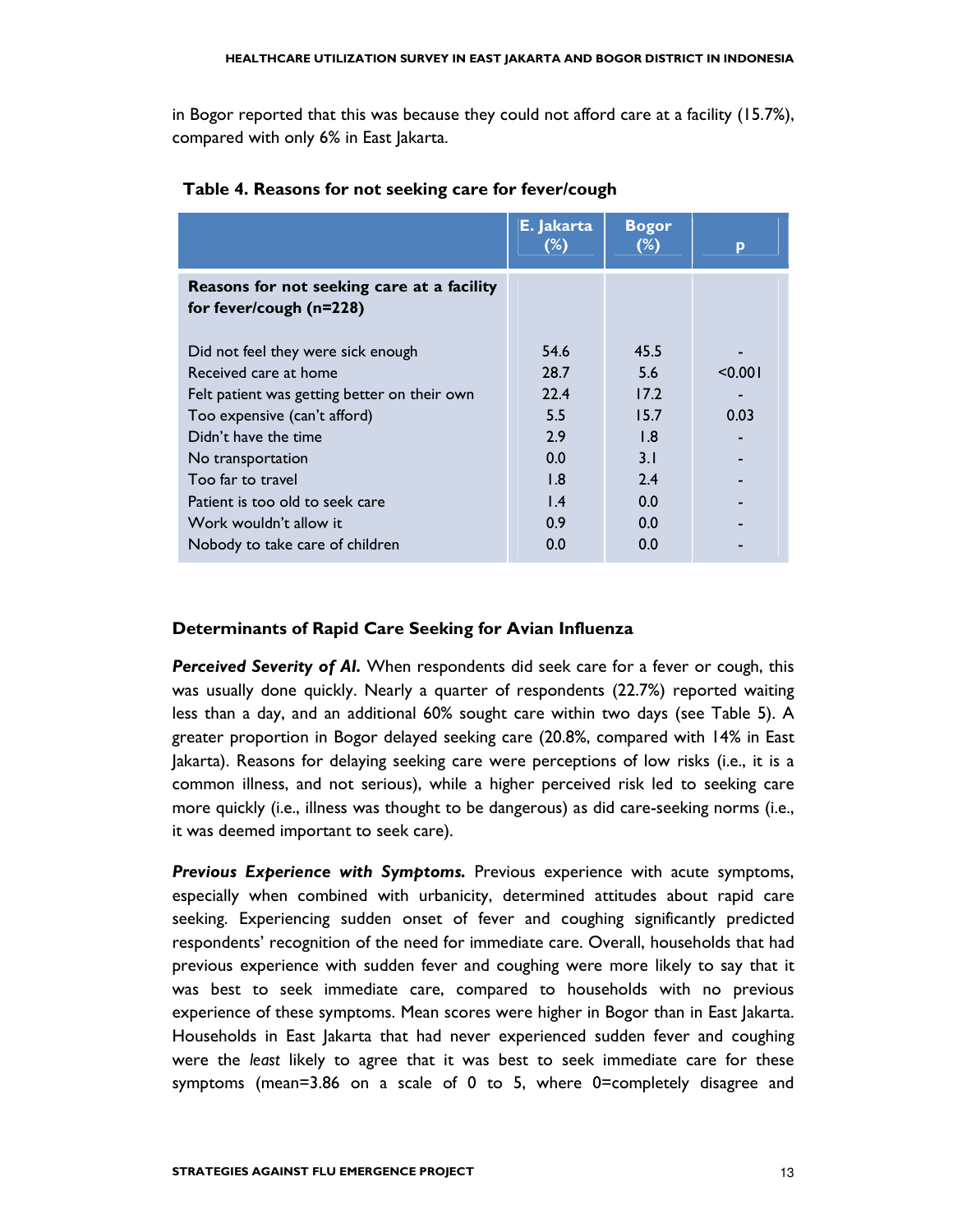in Bogor reported that this was because they could not afford care at a facility (15.7%), compared with only 6% in East Jakarta.

**Table 4. Reasons for not seeking care for fever/cough**

| | E. Jakarta (%) | Bogor (%) | p |
|---|---|---|---|
| **Reasons for not seeking care at a facility for fever/cough (n=228)** | | | |
| Did not feel they were sick enough | 54.6 | 45.5 | - |
| Received care at home | 28.7 | 5.6 | <0.001 |
| Felt patient was getting better on their own | 22.4 | 17.2 | - |
| Too expensive (can't afford) | 5.5 | 15.7 | 0.03 |
| Didn't have the time | 2.9 | 1.8 | - |
| No transportation | 0.0 | 3.1 | - |
| Too far to travel | 1.8 | 2.4 | - |
| Patient is too old to seek care | 1.4 | 0.0 | - |
| Work wouldn't allow it | 0.9 | 0.0 | - |
| Nobody to take care of children | 0.0 | 0.0 | - |

### Determinants of Rapid Care Seeking for Avian Influenza

***Perceived Severity of AI.*** When respondents did seek care for a fever or cough, this was usually done quickly. Nearly a quarter of respondents (22.7%) reported waiting less than a day, and an additional 60% sought care within two days (see Table 5). A greater proportion in Bogor delayed seeking care (20.8%, compared with 14% in East Jakarta). Reasons for delaying seeking care were perceptions of low risks (i.e., it is a common illness, and not serious), while a higher perceived risk led to seeking care more quickly (i.e., illness was thought to be dangerous) as did care-seeking norms (i.e., it was deemed important to seek care).

***Previous Experience with Symptoms.*** Previous experience with acute symptoms, especially when combined with urbanicity, determined attitudes about rapid care seeking. Experiencing sudden onset of fever and coughing significantly predicted respondents' recognition of the need for immediate care. Overall, households that had previous experience with sudden fever and coughing were more likely to say that it was best to seek immediate care, compared to households with no previous experience of these symptoms. Mean scores were higher in Bogor than in East Jakarta. Households in East Jakarta that had never experienced sudden fever and coughing were the *least* likely to agree that it was best to seek immediate care for these symptoms (mean=3.86 on a scale of 0 to 5, where 0=completely disagree and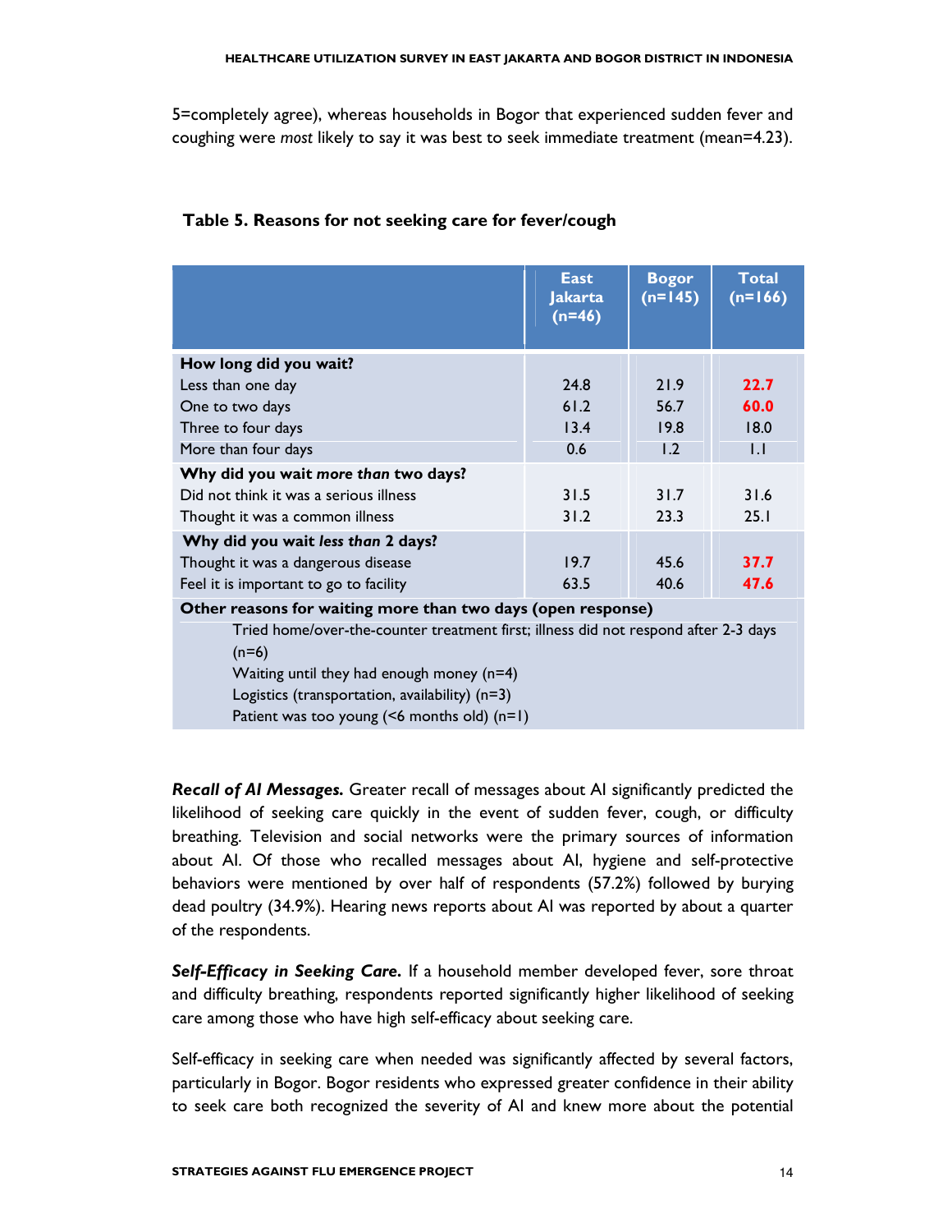5=completely agree), whereas households in Bogor that experienced sudden fever and coughing were *most* likely to say it was best to seek immediate treatment (mean=4.23).

**Table 5. Reasons for not seeking care for fever/cough**

| | East Jakarta (n=46) | Bogor (n=145) | Total (n=166) |
|---|---|---|---|
| **How long did you wait?** | | | |
| Less than one day | 24.8 | 21.9 | **22.7** |
| One to two days | 61.2 | 56.7 | **60.0** |
| Three to four days | 13.4 | 19.8 | 18.0 |
| More than four days | 0.6 | 1.2 | 1.1 |
| **Why did you wait *more than* two days?** | | | |
| Did not think it was a serious illness | 31.5 | 31.7 | 31.6 |
| Thought it was a common illness | 31.2 | 23.3 | 25.1 |
| **Why did you wait *less than* 2 days?** | | | |
| Thought it was a dangerous disease | 19.7 | 45.6 | **37.7** |
| Feel it is important to go to facility | 63.5 | 40.6 | **47.6** |
| **Other reasons for waiting more than two days (open response)** | | | |
| Tried home/over-the-counter treatment first; illness did not respond after 2-3 days (n=6) | | | |
| Waiting until they had enough money (n=4) | | | |
| Logistics (transportation, availability) (n=3) | | | |
| Patient was too young (<6 months old) (n=1) | | | |

***Recall of AI Messages.*** Greater recall of messages about AI significantly predicted the likelihood of seeking care quickly in the event of sudden fever, cough, or difficulty breathing. Television and social networks were the primary sources of information about AI. Of those who recalled messages about AI, hygiene and self-protective behaviors were mentioned by over half of respondents (57.2%) followed by burying dead poultry (34.9%). Hearing news reports about AI was reported by about a quarter of the respondents.

***Self-Efficacy in Seeking Care.*** If a household member developed fever, sore throat and difficulty breathing, respondents reported significantly higher likelihood of seeking care among those who have high self-efficacy about seeking care.

Self-efficacy in seeking care when needed was significantly affected by several factors, particularly in Bogor. Bogor residents who expressed greater confidence in their ability to seek care both recognized the severity of AI and knew more about the potential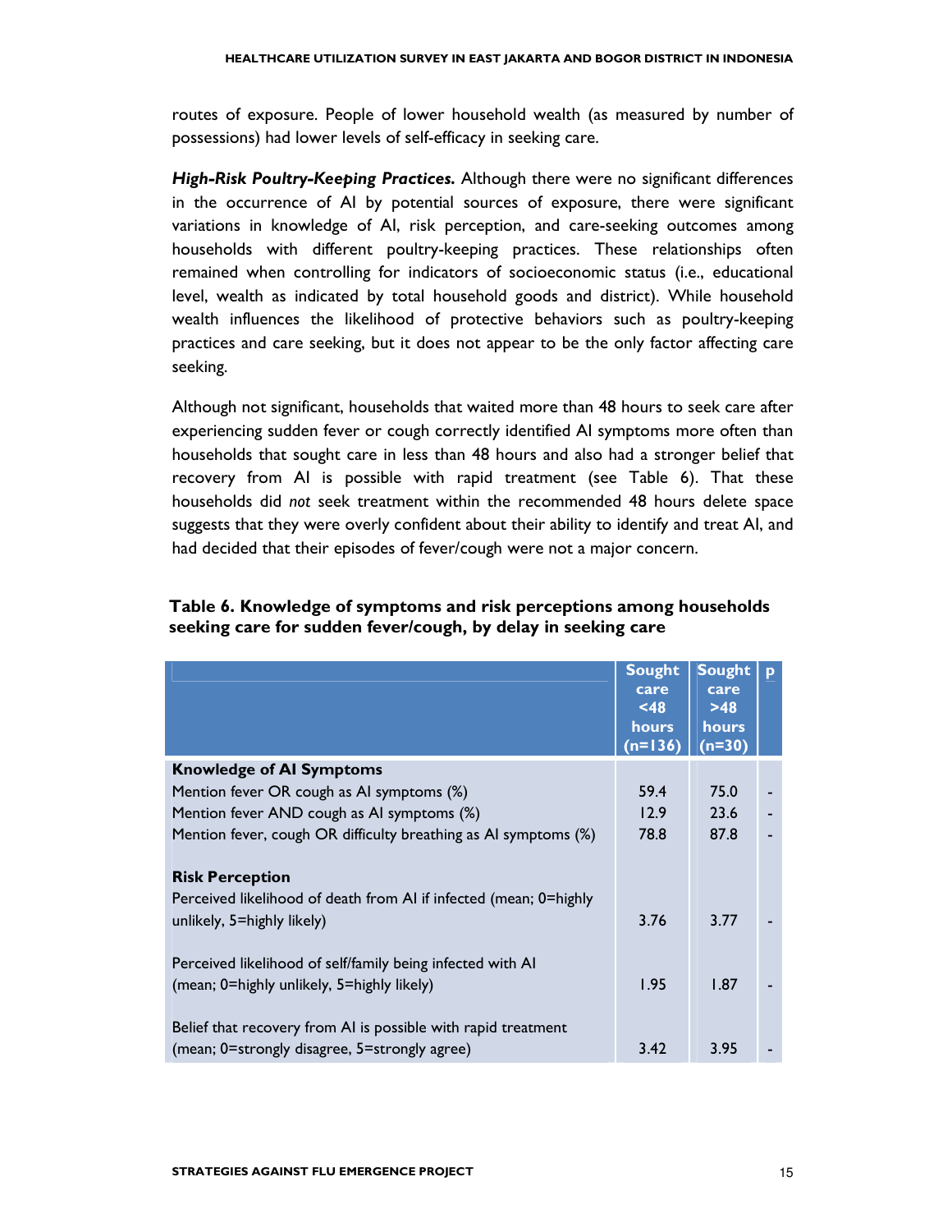routes of exposure. People of lower household wealth (as measured by number of possessions) had lower levels of self-efficacy in seeking care.

***High-Risk Poultry-Keeping Practices.*** Although there were no significant differences in the occurrence of AI by potential sources of exposure, there were significant variations in knowledge of AI, risk perception, and care-seeking outcomes among households with different poultry-keeping practices. These relationships often remained when controlling for indicators of socioeconomic status (i.e., educational level, wealth as indicated by total household goods and district). While household wealth influences the likelihood of protective behaviors such as poultry-keeping practices and care seeking, but it does not appear to be the only factor affecting care seeking.

Although not significant, households that waited more than 48 hours to seek care after experiencing sudden fever or cough correctly identified AI symptoms more often than households that sought care in less than 48 hours and also had a stronger belief that recovery from AI is possible with rapid treatment (see Table 6). That these households did *not* seek treatment within the recommended 48 hours delete space suggests that they were overly confident about their ability to identify and treat AI, and had decided that their episodes of fever/cough were not a major concern.

**Table 6. Knowledge of symptoms and risk perceptions among households seeking care for sudden fever/cough, by delay in seeking care**

| | Sought care <48 hours (n=136) | Sought care >48 hours (n=30) | p |
|---|---|---|---|
| **Knowledge of AI Symptoms** | | | |
| Mention fever OR cough as AI symptoms (%) | 59.4 | 75.0 | - |
| Mention fever AND cough as AI symptoms (%) | 12.9 | 23.6 | - |
| Mention fever, cough OR difficulty breathing as AI symptoms (%) | 78.8 | 87.8 | - |
| **Risk Perception** | | | |
| Perceived likelihood of death from AI if infected (mean; 0=highly unlikely, 5=highly likely) | 3.76 | 3.77 | - |
| Perceived likelihood of self/family being infected with AI (mean; 0=highly unlikely, 5=highly likely) | 1.95 | 1.87 | - |
| Belief that recovery from AI is possible with rapid treatment (mean; 0=strongly disagree, 5=strongly agree) | 3.42 | 3.95 | - |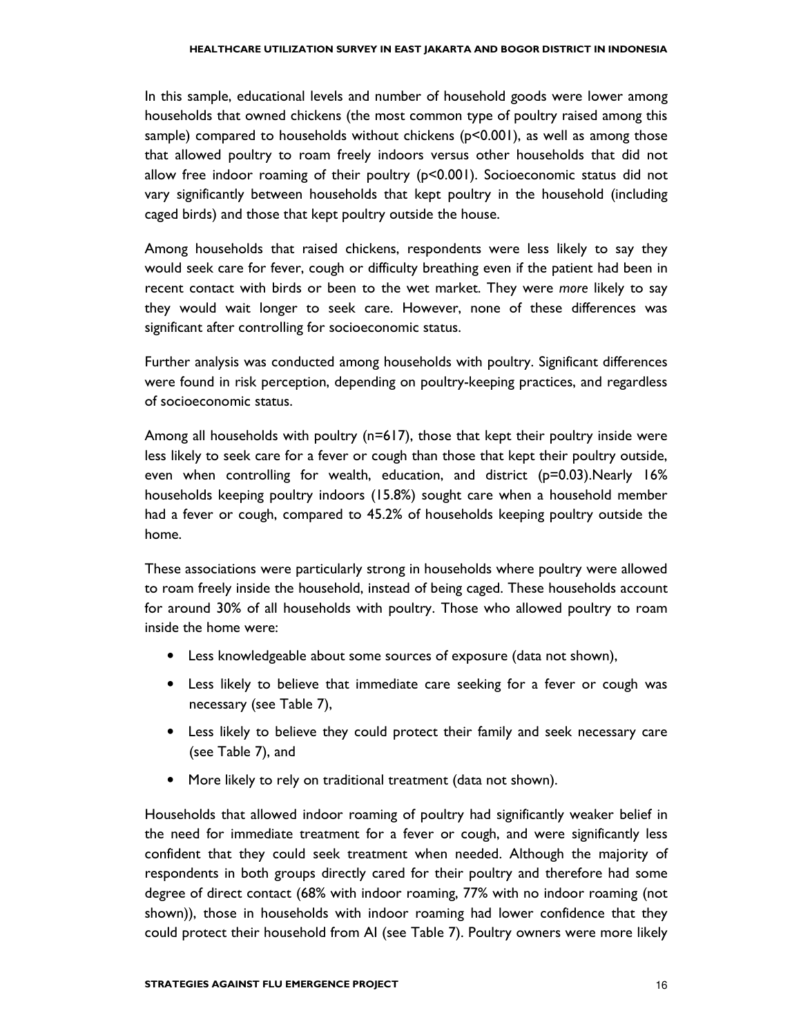In this sample, educational levels and number of household goods were lower among households that owned chickens (the most common type of poultry raised among this sample) compared to households without chickens ($p<0.001$), as well as among those that allowed poultry to roam freely indoors versus other households that did not allow free indoor roaming of their poultry ($p<0.001$). Socioeconomic status did not vary significantly between households that kept poultry in the household (including caged birds) and those that kept poultry outside the house.

Among households that raised chickens, respondents were less likely to say they would seek care for fever, cough or difficulty breathing even if the patient had been in recent contact with birds or been to the wet market. They were *more* likely to say they would wait longer to seek care. However, none of these differences was significant after controlling for socioeconomic status.

Further analysis was conducted among households with poultry. Significant differences were found in risk perception, depending on poultry-keeping practices, and regardless of socioeconomic status.

Among all households with poultry (n=617), those that kept their poultry inside were less likely to seek care for a fever or cough than those that kept their poultry outside, even when controlling for wealth, education, and district ($p=0.03$).Nearly 16% households keeping poultry indoors (15.8%) sought care when a household member had a fever or cough, compared to 45.2% of households keeping poultry outside the home.

These associations were particularly strong in households where poultry were allowed to roam freely inside the household, instead of being caged. These households account for around 30% of all households with poultry. Those who allowed poultry to roam inside the home were:

- Less knowledgeable about some sources of exposure (data not shown),
- Less likely to believe that immediate care seeking for a fever or cough was necessary (see Table 7),
- Less likely to believe they could protect their family and seek necessary care (see Table 7), and
- More likely to rely on traditional treatment (data not shown).

Households that allowed indoor roaming of poultry had significantly weaker belief in the need for immediate treatment for a fever or cough, and were significantly less confident that they could seek treatment when needed. Although the majority of respondents in both groups directly cared for their poultry and therefore had some degree of direct contact (68% with indoor roaming, 77% with no indoor roaming (not shown)), those in households with indoor roaming had lower confidence that they could protect their household from AI (see Table 7). Poultry owners were more likely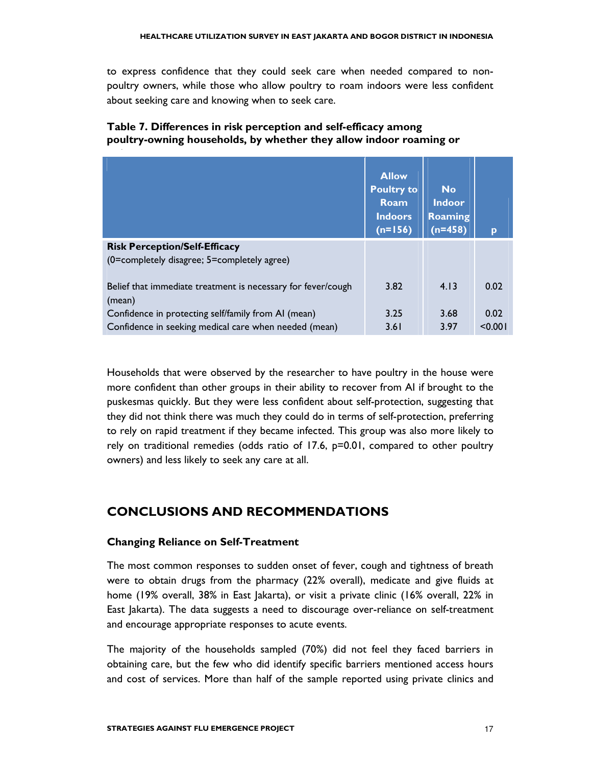to express confidence that they could seek care when needed compared to non-poultry owners, while those who allow poultry to roam indoors were less confident about seeking care and knowing when to seek care.

**Table 7. Differences in risk perception and self-efficacy among poultry-owning households, by whether they allow indoor roaming or**

| | Allow Poultry to Roam Indoors (n=156) | No Indoor Roaming (n=458) | p |
|---|---|---|---|
| **Risk Perception/Self-Efficacy** (0=completely disagree; 5=completely agree) | | | |
| Belief that immediate treatment is necessary for fever/cough (mean) | 3.82 | 4.13 | 0.02 |
| Confidence in protecting self/family from AI (mean) | 3.25 | 3.68 | 0.02 |
| Confidence in seeking medical care when needed (mean) | 3.61 | 3.97 | <0.001 |

Households that were observed by the researcher to have poultry in the house were more confident than other groups in their ability to recover from AI if brought to the puskesmas quickly. But they were less confident about self-protection, suggesting that they did not think there was much they could do in terms of self-protection, preferring to rely on rapid treatment if they became infected. This group was also more likely to rely on traditional remedies (odds ratio of 17.6, $p=0.01$, compared to other poultry owners) and less likely to seek any care at all.

## CONCLUSIONS AND RECOMMENDATIONS

### Changing Reliance on Self-Treatment

The most common responses to sudden onset of fever, cough and tightness of breath were to obtain drugs from the pharmacy (22% overall), medicate and give fluids at home (19% overall, 38% in East Jakarta), or visit a private clinic (16% overall, 22% in East Jakarta). The data suggests a need to discourage over-reliance on self-treatment and encourage appropriate responses to acute events.

The majority of the households sampled (70%) did not feel they faced barriers in obtaining care, but the few who did identify specific barriers mentioned access hours and cost of services. More than half of the sample reported using private clinics and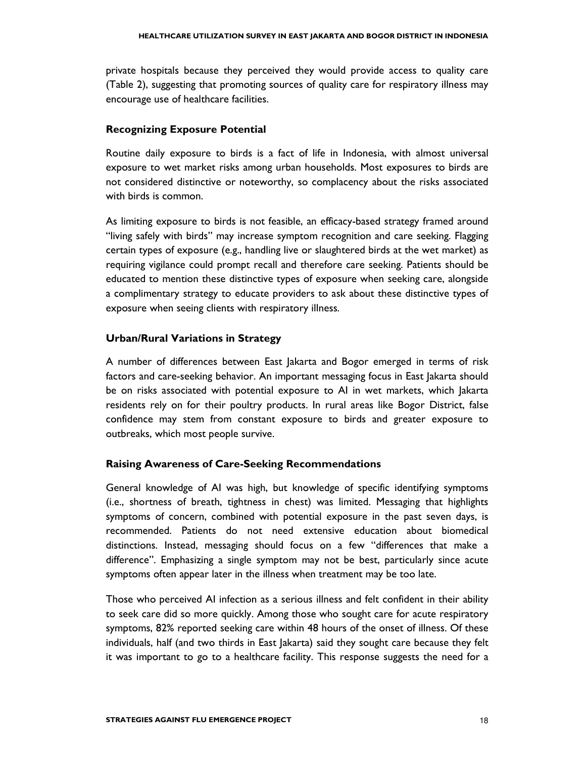private hospitals because they perceived they would provide access to quality care (Table 2), suggesting that promoting sources of quality care for respiratory illness may encourage use of healthcare facilities.

### Recognizing Exposure Potential

Routine daily exposure to birds is a fact of life in Indonesia, with almost universal exposure to wet market risks among urban households. Most exposures to birds are not considered distinctive or noteworthy, so complacency about the risks associated with birds is common.

As limiting exposure to birds is not feasible, an efficacy-based strategy framed around "living safely with birds" may increase symptom recognition and care seeking. Flagging certain types of exposure (e.g., handling live or slaughtered birds at the wet market) as requiring vigilance could prompt recall and therefore care seeking. Patients should be educated to mention these distinctive types of exposure when seeking care, alongside a complimentary strategy to educate providers to ask about these distinctive types of exposure when seeing clients with respiratory illness.

### Urban/Rural Variations in Strategy

A number of differences between East Jakarta and Bogor emerged in terms of risk factors and care-seeking behavior. An important messaging focus in East Jakarta should be on risks associated with potential exposure to AI in wet markets, which Jakarta residents rely on for their poultry products. In rural areas like Bogor District, false confidence may stem from constant exposure to birds and greater exposure to outbreaks, which most people survive.

### Raising Awareness of Care-Seeking Recommendations

General knowledge of AI was high, but knowledge of specific identifying symptoms (i.e., shortness of breath, tightness in chest) was limited. Messaging that highlights symptoms of concern, combined with potential exposure in the past seven days, is recommended. Patients do not need extensive education about biomedical distinctions. Instead, messaging should focus on a few "differences that make a difference". Emphasizing a single symptom may not be best, particularly since acute symptoms often appear later in the illness when treatment may be too late.

Those who perceived AI infection as a serious illness and felt confident in their ability to seek care did so more quickly. Among those who sought care for acute respiratory symptoms, 82% reported seeking care within 48 hours of the onset of illness. Of these individuals, half (and two thirds in East Jakarta) said they sought care because they felt it was important to go to a healthcare facility. This response suggests the need for a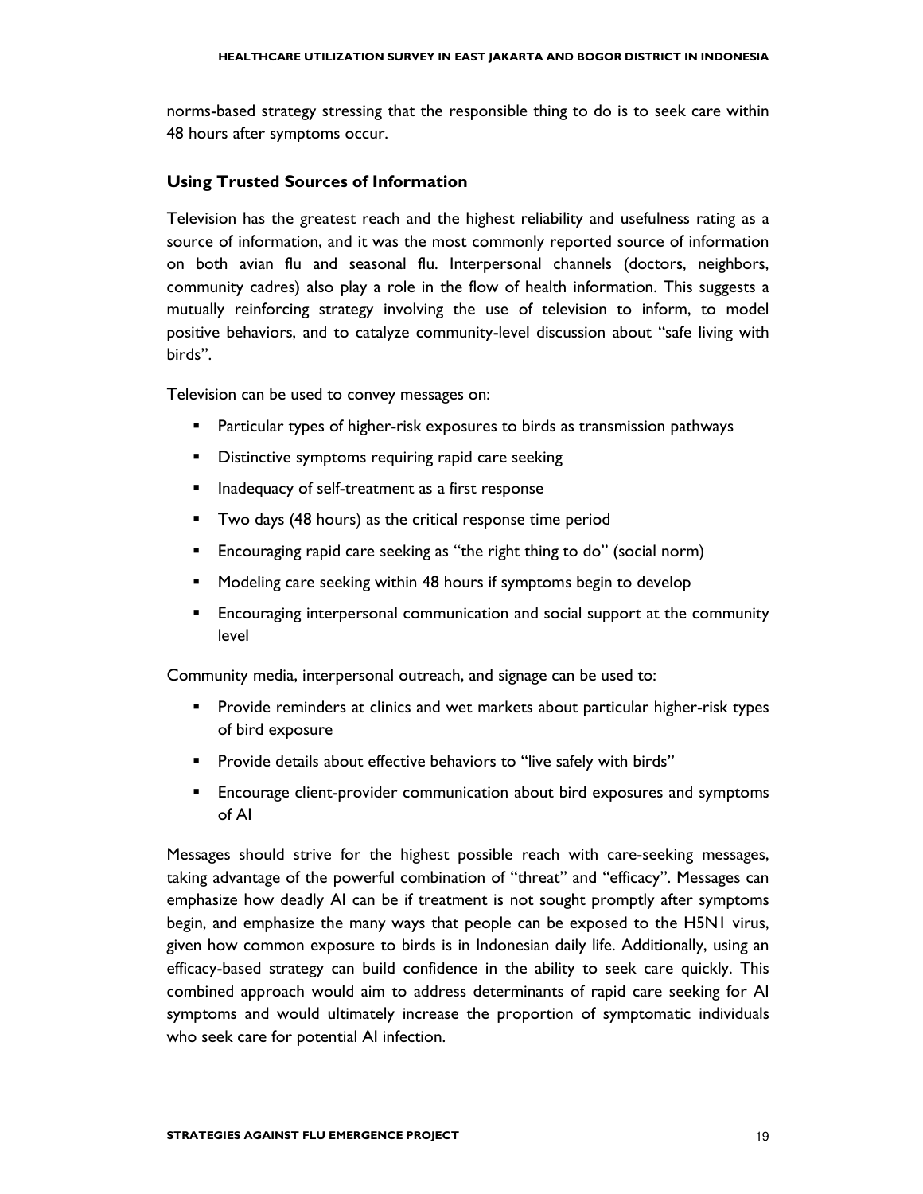norms-based strategy stressing that the responsible thing to do is to seek care within 48 hours after symptoms occur.

### Using Trusted Sources of Information

Television has the greatest reach and the highest reliability and usefulness rating as a source of information, and it was the most commonly reported source of information on both avian flu and seasonal flu. Interpersonal channels (doctors, neighbors, community cadres) also play a role in the flow of health information. This suggests a mutually reinforcing strategy involving the use of television to inform, to model positive behaviors, and to catalyze community-level discussion about "safe living with birds".

Television can be used to convey messages on:

- Particular types of higher-risk exposures to birds as transmission pathways
- Distinctive symptoms requiring rapid care seeking
- Inadequacy of self-treatment as a first response
- Two days (48 hours) as the critical response time period
- Encouraging rapid care seeking as "the right thing to do" (social norm)
- Modeling care seeking within 48 hours if symptoms begin to develop
- Encouraging interpersonal communication and social support at the community level

Community media, interpersonal outreach, and signage can be used to:

- Provide reminders at clinics and wet markets about particular higher-risk types of bird exposure
- Provide details about effective behaviors to "live safely with birds"
- Encourage client-provider communication about bird exposures and symptoms of AI

Messages should strive for the highest possible reach with care-seeking messages, taking advantage of the powerful combination of "threat" and "efficacy". Messages can emphasize how deadly AI can be if treatment is not sought promptly after symptoms begin, and emphasize the many ways that people can be exposed to the H5N1 virus, given how common exposure to birds is in Indonesian daily life. Additionally, using an efficacy-based strategy can build confidence in the ability to seek care quickly. This combined approach would aim to address determinants of rapid care seeking for AI symptoms and would ultimately increase the proportion of symptomatic individuals who seek care for potential AI infection.